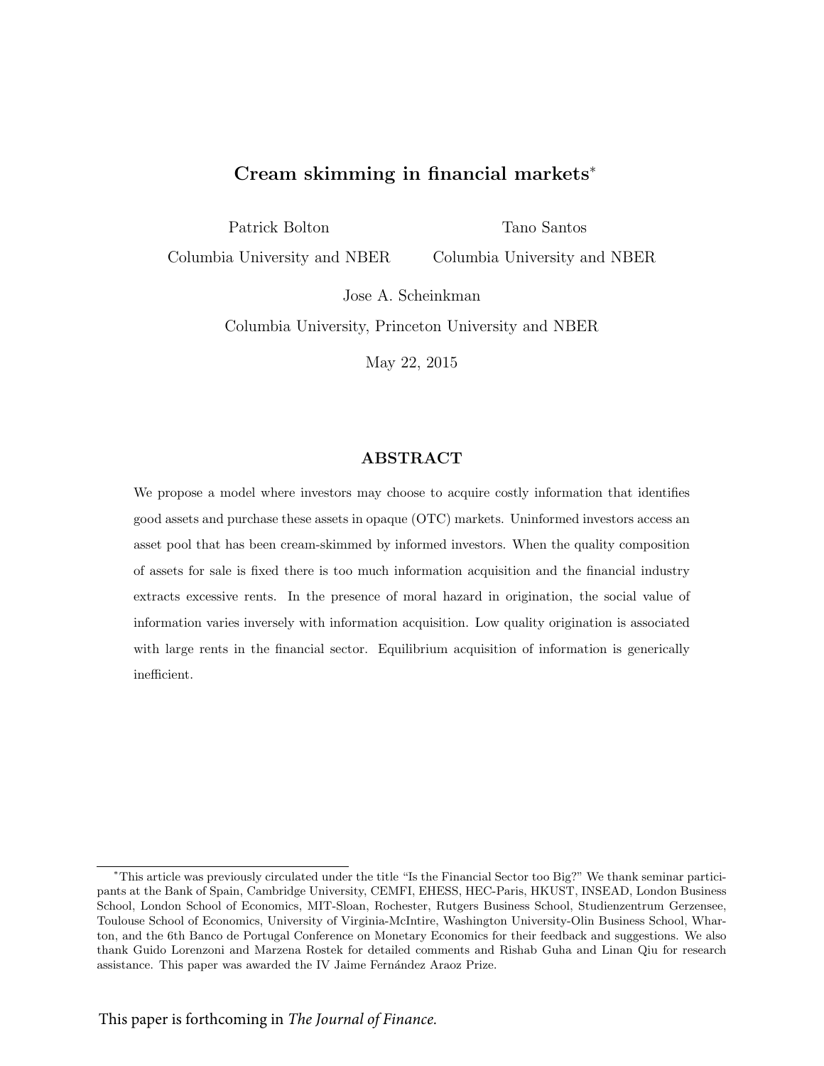# Cream skimming in financial markets[*]

Patrick Bolton
Columbia University and NBER

Tano Santos
Columbia University and NBER

Jose A. Scheinkman
Columbia University, Princeton University and NBER

May 22, 2015

## ABSTRACT

We propose a model where investors may choose to acquire costly information that identifies good assets and purchase these assets in opaque (OTC) markets. Uninformed investors access an asset pool that has been cream-skimmed by informed investors. When the quality composition of assets for sale is fixed there is too much information acquisition and the financial industry extracts excessive rents. In the presence of moral hazard in origination, the social value of information varies inversely with information acquisition. Low quality origination is associated with large rents in the financial sector. Equilibrium acquisition of information is generically inefficient.

[*] This article was previously circulated under the title "Is the Financial Sector too Big?" We thank seminar participants at the Bank of Spain, Cambridge University, CEMFI, EHESS, HEC-Paris, HKUST, INSEAD, London Business School, London School of Economics, MIT-Sloan, Rochester, Rutgers Business School, Studienzentrum Gerzensee, Toulouse School of Economics, University of Virginia-McIntire, Washington University-Olin Business School, Wharton, and the 6th Banco de Portugal Conference on Monetary Economics for their feedback and suggestions. We also thank Guido Lorenzoni and Marzena Rostek for detailed comments and Rishab Guha and Linan Qiu for research assistance. This paper was awarded the IV Jaime Fernández Araoz Prize.

This paper is forthcoming in *The Journal of Finance.*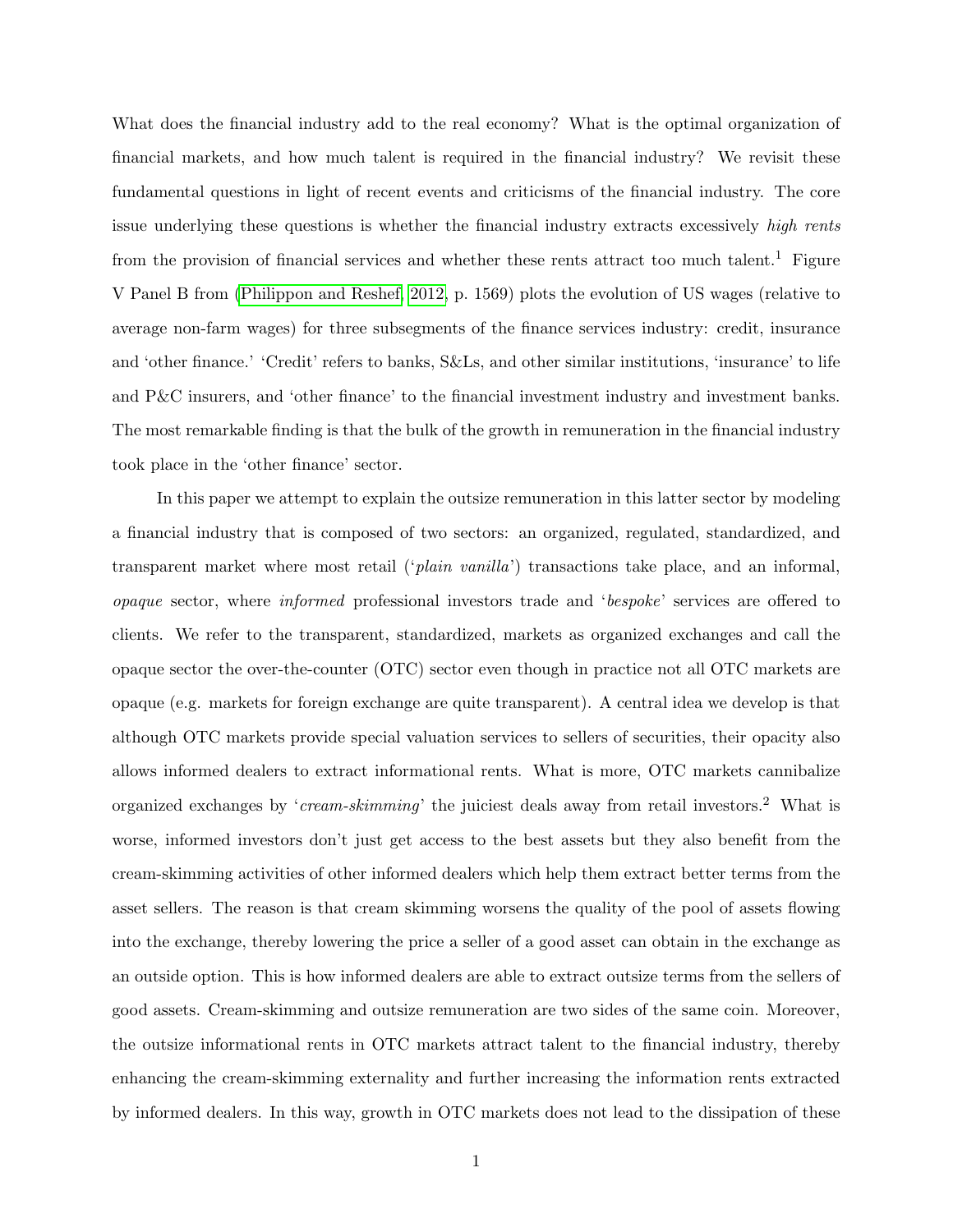What does the financial industry add to the real economy? What is the optimal organization of financial markets, and how much talent is required in the financial industry? We revisit these fundamental questions in light of recent events and criticisms of the financial industry. The core issue underlying these questions is whether the financial industry extracts excessively *high rents* from the provision of financial services and whether these rents attract too much talent.[1] Figure V Panel B from (Philippon and Reshef, 2012, p. 1569) plots the evolution of US wages (relative to average non-farm wages) for three subsegments of the finance services industry: credit, insurance and 'other finance.' 'Credit' refers to banks, S&Ls, and other similar institutions, 'insurance' to life and P&C insurers, and 'other finance' to the financial investment industry and investment banks. The most remarkable finding is that the bulk of the growth in remuneration in the financial industry took place in the 'other finance' sector.

In this paper we attempt to explain the outsize remuneration in this latter sector by modeling a financial industry that is composed of two sectors: an organized, regulated, standardized, and transparent market where most retail ('*plain vanilla*') transactions take place, and an informal, *opaque* sector, where *informed* professional investors trade and '*bespoke*' services are offered to clients. We refer to the transparent, standardized, markets as organized exchanges and call the opaque sector the over-the-counter (OTC) sector even though in practice not all OTC markets are opaque (e.g. markets for foreign exchange are quite transparent). A central idea we develop is that although OTC markets provide special valuation services to sellers of securities, their opacity also allows informed dealers to extract informational rents. What is more, OTC markets cannibalize organized exchanges by '*cream-skimming*' the juiciest deals away from retail investors.[2] What is worse, informed investors don't just get access to the best assets but they also benefit from the cream-skimming activities of other informed dealers which help them extract better terms from the asset sellers. The reason is that cream skimming worsens the quality of the pool of assets flowing into the exchange, thereby lowering the price a seller of a good asset can obtain in the exchange as an outside option. This is how informed dealers are able to extract outsize terms from the sellers of good assets. Cream-skimming and outsize remuneration are two sides of the same coin. Moreover, the outsize informational rents in OTC markets attract talent to the financial industry, thereby enhancing the cream-skimming externality and further increasing the information rents extracted by informed dealers. In this way, growth in OTC markets does not lead to the dissipation of these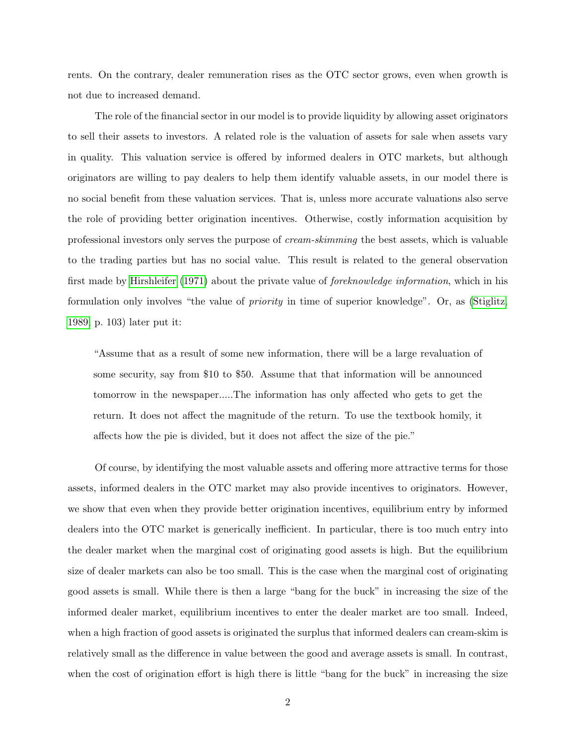rents. On the contrary, dealer remuneration rises as the OTC sector grows, even when growth is not due to increased demand.

The role of the financial sector in our model is to provide liquidity by allowing asset originators to sell their assets to investors. A related role is the valuation of assets for sale when assets vary in quality. This valuation service is offered by informed dealers in OTC markets, but although originators are willing to pay dealers to help them identify valuable assets, in our model there is no social benefit from these valuation services. That is, unless more accurate valuations also serve the role of providing better origination incentives. Otherwise, costly information acquisition by professional investors only serves the purpose of *cream-skimming* the best assets, which is valuable to the trading parties but has no social value. This result is related to the general observation first made by Hirshleifer (1971) about the private value of *foreknowledge information*, which in his formulation only involves "the value of *priority* in time of superior knowledge". Or, as (Stiglitz, 1989, p. 103) later put it:

> "Assume that as a result of some new information, there will be a large revaluation of some security, say from $10 to $50. Assume that that information will be announced tomorrow in the newspaper.....The information has only affected who gets to get the return. It does not affect the magnitude of the return. To use the textbook homily, it affects how the pie is divided, but it does not affect the size of the pie."

Of course, by identifying the most valuable assets and offering more attractive terms for those assets, informed dealers in the OTC market may also provide incentives to originators. However, we show that even when they provide better origination incentives, equilibrium entry by informed dealers into the OTC market is generically inefficient. In particular, there is too much entry into the dealer market when the marginal cost of originating good assets is high. But the equilibrium size of dealer markets can also be too small. This is the case when the marginal cost of originating good assets is small. While there is then a large "bang for the buck" in increasing the size of the informed dealer market, equilibrium incentives to enter the dealer market are too small. Indeed, when a high fraction of good assets is originated the surplus that informed dealers can cream-skim is relatively small as the difference in value between the good and average assets is small. In contrast, when the cost of origination effort is high there is little "bang for the buck" in increasing the size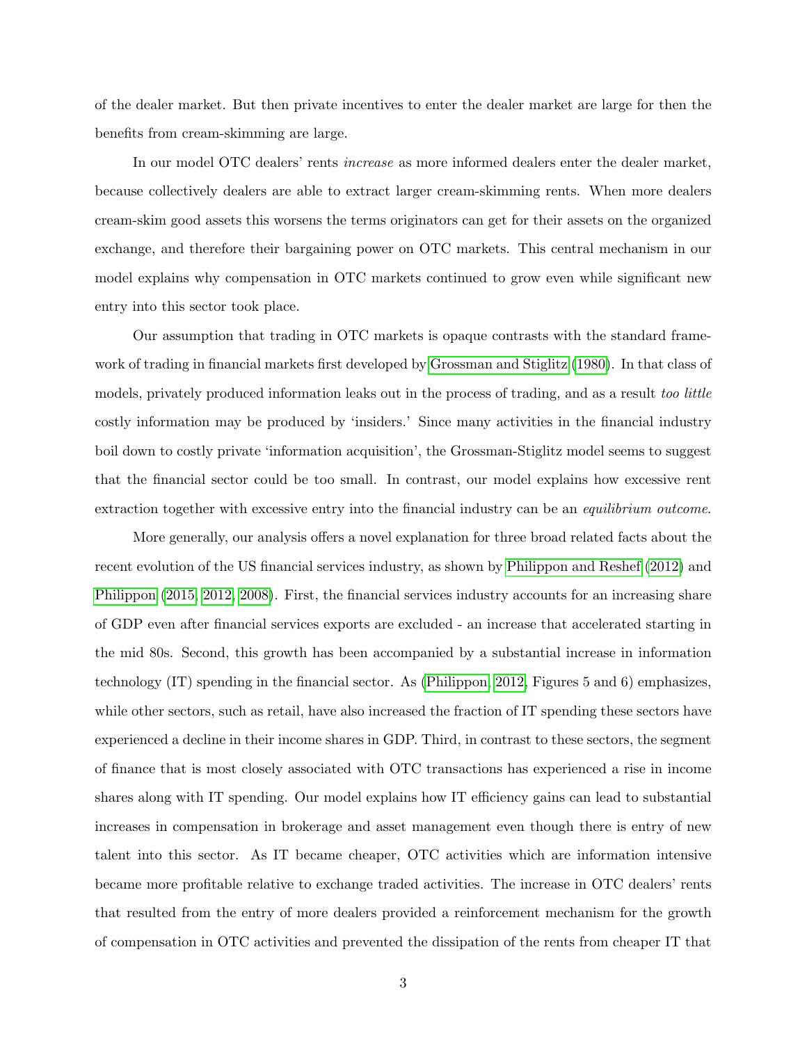of the dealer market. But then private incentives to enter the dealer market are large for then the benefits from cream-skimming are large.

In our model OTC dealers' rents *increase* as more informed dealers enter the dealer market, because collectively dealers are able to extract larger cream-skimming rents. When more dealers cream-skim good assets this worsens the terms originators can get for their assets on the organized exchange, and therefore their bargaining power on OTC markets. This central mechanism in our model explains why compensation in OTC markets continued to grow even while significant new entry into this sector took place.

Our assumption that trading in OTC markets is opaque contrasts with the standard framework of trading in financial markets first developed by Grossman and Stiglitz (1980). In that class of models, privately produced information leaks out in the process of trading, and as a result *too little* costly information may be produced by 'insiders.' Since many activities in the financial industry boil down to costly private 'information acquisition', the Grossman-Stiglitz model seems to suggest that the financial sector could be too small. In contrast, our model explains how excessive rent extraction together with excessive entry into the financial industry can be an *equilibrium outcome.*

More generally, our analysis offers a novel explanation for three broad related facts about the recent evolution of the US financial services industry, as shown by Philippon and Reshef (2012) and Philippon (2015, 2012, 2008). First, the financial services industry accounts for an increasing share of GDP even after financial services exports are excluded - an increase that accelerated starting in the mid 80s. Second, this growth has been accompanied by a substantial increase in information technology (IT) spending in the financial sector. As (Philippon, 2012, Figures 5 and 6) emphasizes, while other sectors, such as retail, have also increased the fraction of IT spending these sectors have experienced a decline in their income shares in GDP. Third, in contrast to these sectors, the segment of finance that is most closely associated with OTC transactions has experienced a rise in income shares along with IT spending. Our model explains how IT efficiency gains can lead to substantial increases in compensation in brokerage and asset management even though there is entry of new talent into this sector. As IT became cheaper, OTC activities which are information intensive became more profitable relative to exchange traded activities. The increase in OTC dealers' rents that resulted from the entry of more dealers provided a reinforcement mechanism for the growth of compensation in OTC activities and prevented the dissipation of the rents from cheaper IT that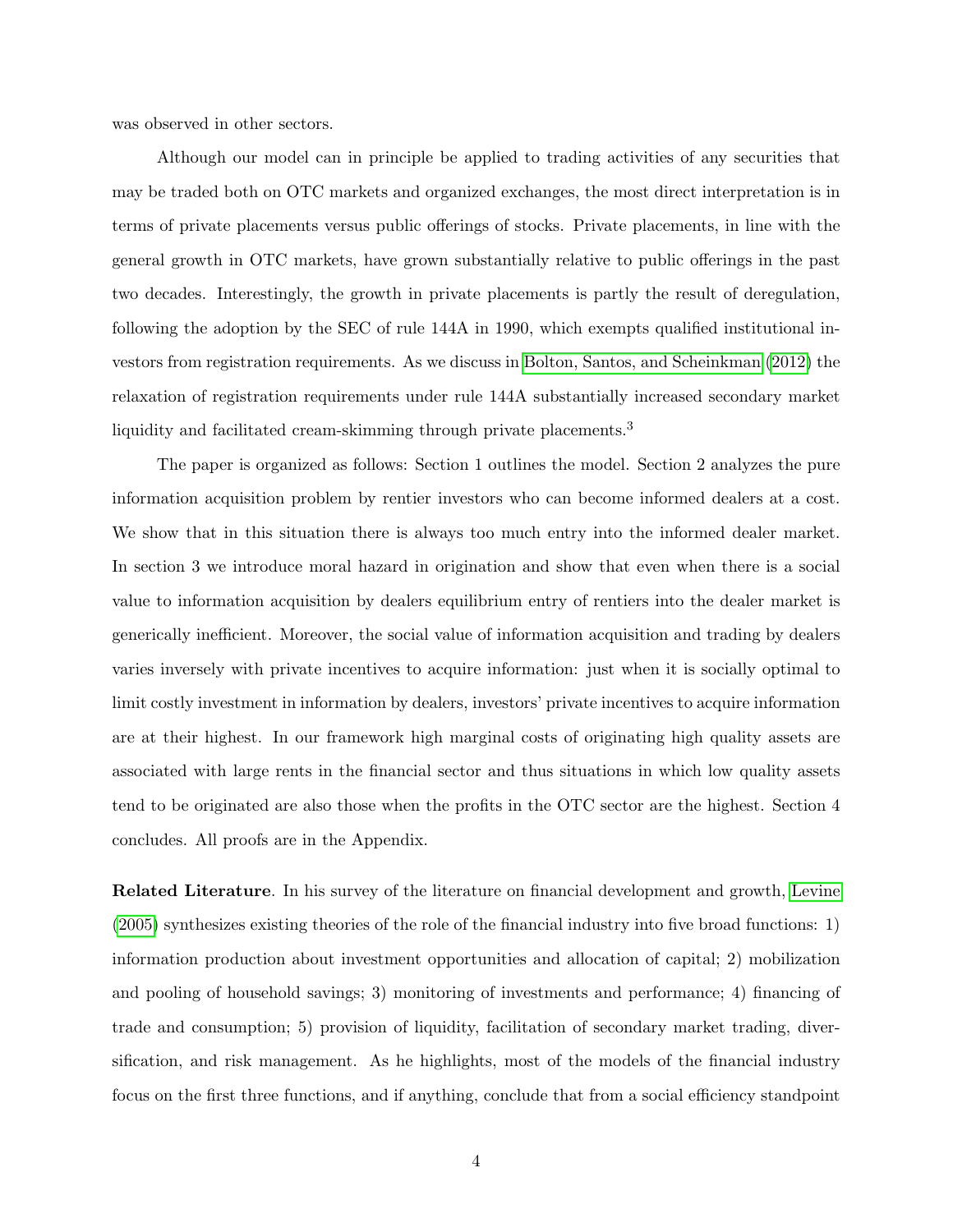was observed in other sectors.

Although our model can in principle be applied to trading activities of any securities that may be traded both on OTC markets and organized exchanges, the most direct interpretation is in terms of private placements versus public offerings of stocks. Private placements, in line with the general growth in OTC markets, have grown substantially relative to public offerings in the past two decades. Interestingly, the growth in private placements is partly the result of deregulation, following the adoption by the SEC of rule 144A in 1990, which exempts qualified institutional investors from registration requirements. As we discuss in Bolton, Santos, and Scheinkman (2012) the relaxation of registration requirements under rule 144A substantially increased secondary market liquidity and facilitated cream-skimming through private placements.[3]

The paper is organized as follows: Section 1 outlines the model. Section 2 analyzes the pure information acquisition problem by rentier investors who can become informed dealers at a cost. We show that in this situation there is always too much entry into the informed dealer market. In section 3 we introduce moral hazard in origination and show that even when there is a social value to information acquisition by dealers equilibrium entry of rentiers into the dealer market is generically inefficient. Moreover, the social value of information acquisition and trading by dealers varies inversely with private incentives to acquire information: just when it is socially optimal to limit costly investment in information by dealers, investors' private incentives to acquire information are at their highest. In our framework high marginal costs of originating high quality assets are associated with large rents in the financial sector and thus situations in which low quality assets tend to be originated are also those when the profits in the OTC sector are the highest. Section 4 concludes. All proofs are in the Appendix.

**Related Literature**. In his survey of the literature on financial development and growth, Levine (2005) synthesizes existing theories of the role of the financial industry into five broad functions: 1) information production about investment opportunities and allocation of capital; 2) mobilization and pooling of household savings; 3) monitoring of investments and performance; 4) financing of trade and consumption; 5) provision of liquidity, facilitation of secondary market trading, diversification, and risk management. As he highlights, most of the models of the financial industry focus on the first three functions, and if anything, conclude that from a social efficiency standpoint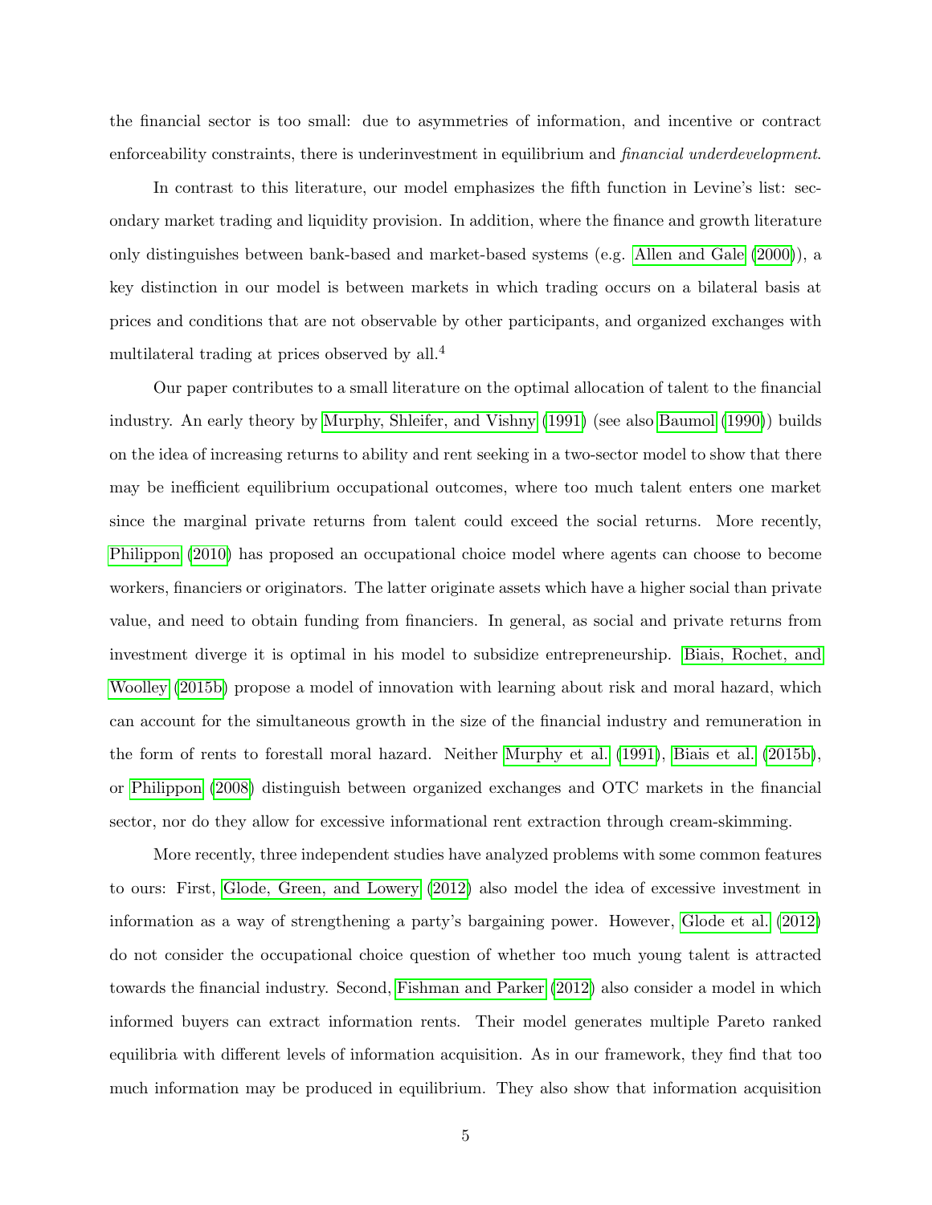the financial sector is too small: due to asymmetries of information, and incentive or contract enforceability constraints, there is underinvestment in equilibrium and *financial underdevelopment*.

In contrast to this literature, our model emphasizes the fifth function in Levine's list: secondary market trading and liquidity provision. In addition, where the finance and growth literature only distinguishes between bank-based and market-based systems (e.g. Allen and Gale (2000)), a key distinction in our model is between markets in which trading occurs on a bilateral basis at prices and conditions that are not observable by other participants, and organized exchanges with multilateral trading at prices observed by all.[4]

Our paper contributes to a small literature on the optimal allocation of talent to the financial industry. An early theory by Murphy, Shleifer, and Vishny (1991) (see also Baumol (1990)) builds on the idea of increasing returns to ability and rent seeking in a two-sector model to show that there may be inefficient equilibrium occupational outcomes, where too much talent enters one market since the marginal private returns from talent could exceed the social returns. More recently, Philippon (2010) has proposed an occupational choice model where agents can choose to become workers, financiers or originators. The latter originate assets which have a higher social than private value, and need to obtain funding from financiers. In general, as social and private returns from investment diverge it is optimal in his model to subsidize entrepreneurship. Biais, Rochet, and Woolley (2015b) propose a model of innovation with learning about risk and moral hazard, which can account for the simultaneous growth in the size of the financial industry and remuneration in the form of rents to forestall moral hazard. Neither Murphy et al. (1991), Biais et al. (2015b), or Philippon (2008) distinguish between organized exchanges and OTC markets in the financial sector, nor do they allow for excessive informational rent extraction through cream-skimming.

More recently, three independent studies have analyzed problems with some common features to ours: First, Glode, Green, and Lowery (2012) also model the idea of excessive investment in information as a way of strengthening a party's bargaining power. However, Glode et al. (2012) do not consider the occupational choice question of whether too much young talent is attracted towards the financial industry. Second, Fishman and Parker (2012) also consider a model in which informed buyers can extract information rents. Their model generates multiple Pareto ranked equilibria with different levels of information acquisition. As in our framework, they find that too much information may be produced in equilibrium. They also show that information acquisition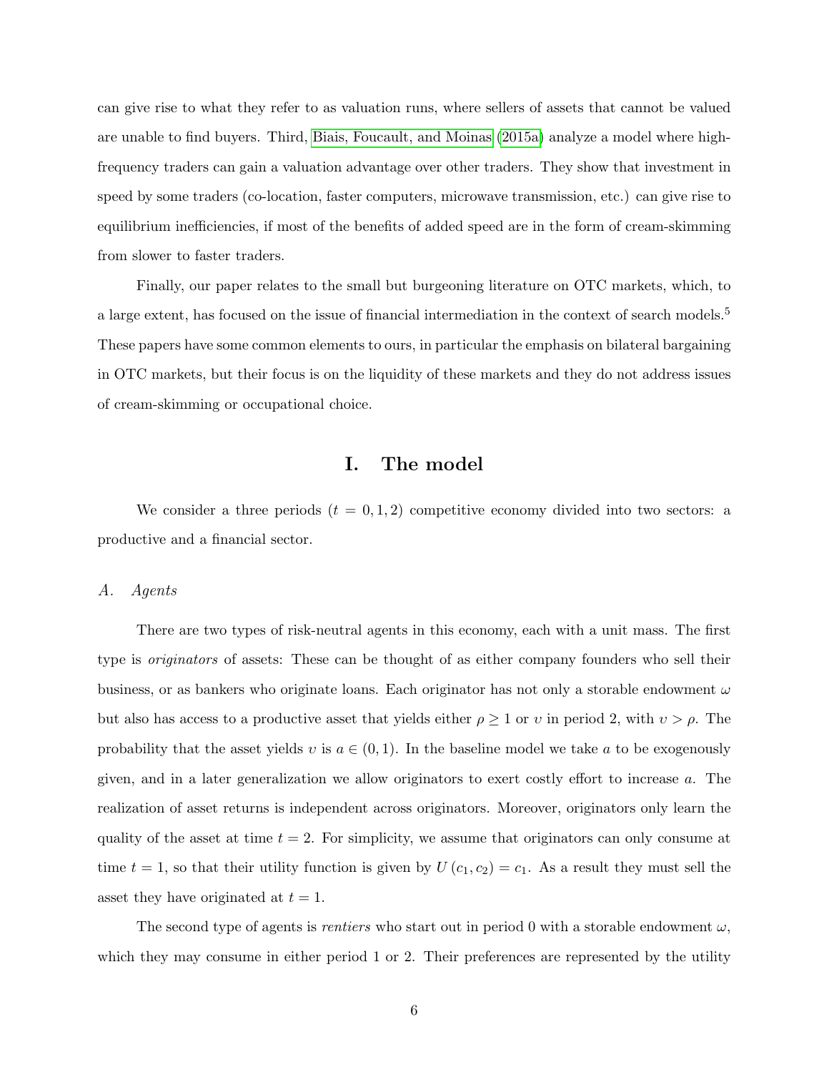can give rise to what they refer to as valuation runs, where sellers of assets that cannot be valued are unable to find buyers. Third, Biais, Foucault, and Moinas (2015a) analyze a model where high-frequency traders can gain a valuation advantage over other traders. They show that investment in speed by some traders (co-location, faster computers, microwave transmission, etc.) can give rise to equilibrium inefficiencies, if most of the benefits of added speed are in the form of cream-skimming from slower to faster traders.

Finally, our paper relates to the small but burgeoning literature on OTC markets, which, to a large extent, has focused on the issue of financial intermediation in the context of search models.[5] These papers have some common elements to ours, in particular the emphasis on bilateral bargaining in OTC markets, but their focus is on the liquidity of these markets and they do not address issues of cream-skimming or occupational choice.

# I. The model

We consider a three periods ($t = 0, 1, 2$) competitive economy divided into two sectors: a productive and a financial sector.

## A. Agents

There are two types of risk-neutral agents in this economy, each with a unit mass. The first type is *originators* of assets: These can be thought of as either company founders who sell their business, or as bankers who originate loans. Each originator has not only a storable endowment $\omega$ but also has access to a productive asset that yields either $\rho \geq 1$ or $\upsilon$ in period 2, with $\upsilon > \rho$. The probability that the asset yields $\upsilon$ is $a \in (0, 1)$. In the baseline model we take $a$ to be exogenously given, and in a later generalization we allow originators to exert costly effort to increase $a$. The realization of asset returns is independent across originators. Moreover, originators only learn the quality of the asset at time $t = 2$. For simplicity, we assume that originators can only consume at time $t = 1$, so that their utility function is given by $U(c_1, c_2) = c_1$. As a result they must sell the asset they have originated at $t = 1$.

The second type of agents is *rentiers* who start out in period 0 with a storable endowment $\omega$, which they may consume in either period 1 or 2. Their preferences are represented by the utility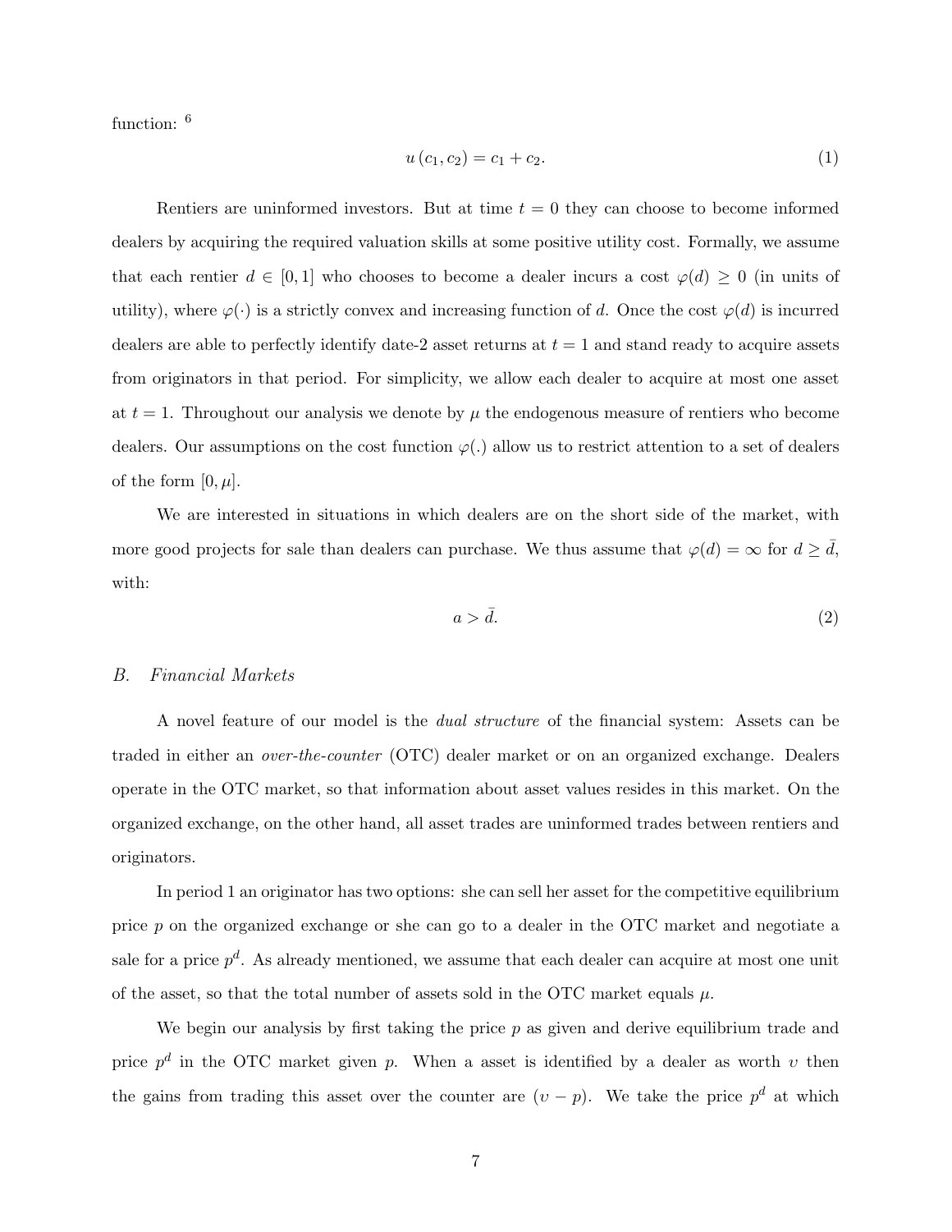function: [6]

$$u(c_1, c_2) = c_1 + c_2. \tag{1}$$

Rentiers are uninformed investors. But at time $t = 0$ they can choose to become informed dealers by acquiring the required valuation skills at some positive utility cost. Formally, we assume that each rentier $d \in [0,1]$ who chooses to become a dealer incurs a cost $\varphi(d) \geq 0$ (in units of utility), where $\varphi(\cdot)$ is a strictly convex and increasing function of $d$. Once the cost $\varphi(d)$ is incurred dealers are able to perfectly identify date-2 asset returns at $t = 1$ and stand ready to acquire assets from originators in that period. For simplicity, we allow each dealer to acquire at most one asset at $t = 1$. Throughout our analysis we denote by $\mu$ the endogenous measure of rentiers who become dealers. Our assumptions on the cost function $\varphi(.)$ allow us to restrict attention to a set of dealers of the form $[0, \mu]$.

We are interested in situations in which dealers are on the short side of the market, with more good projects for sale than dealers can purchase. We thus assume that $\varphi(d) = \infty$ for $d \geq \bar{d}$, with:

$$a > \bar{d}. \tag{2}$$

### B. *Financial Markets*

A novel feature of our model is the *dual structure* of the financial system: Assets can be traded in either an *over-the-counter* (OTC) dealer market or on an organized exchange. Dealers operate in the OTC market, so that information about asset values resides in this market. On the organized exchange, on the other hand, all asset trades are uninformed trades between rentiers and originators.

In period 1 an originator has two options: she can sell her asset for the competitive equilibrium price $p$ on the organized exchange or she can go to a dealer in the OTC market and negotiate a sale for a price $p^d$. As already mentioned, we assume that each dealer can acquire at most one unit of the asset, so that the total number of assets sold in the OTC market equals $\mu$.

We begin our analysis by first taking the price $p$ as given and derive equilibrium trade and price $p^d$ in the OTC market given $p$. When a asset is identified by a dealer as worth $\upsilon$ then the gains from trading this asset over the counter are $(\upsilon - p)$. We take the price $p^d$ at which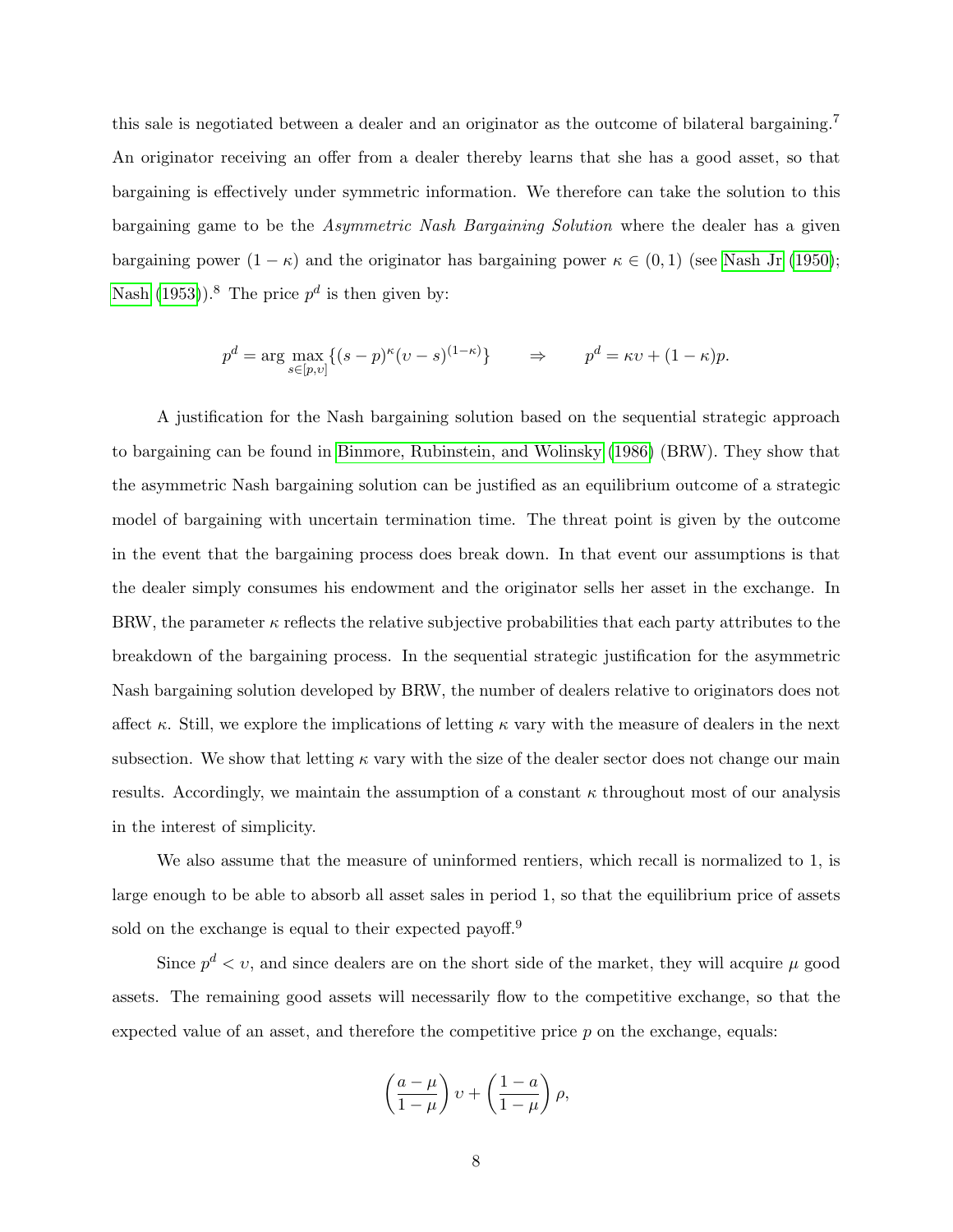this sale is negotiated between a dealer and an originator as the outcome of bilateral bargaining.[7] An originator receiving an offer from a dealer thereby learns that she has a good asset, so that bargaining is effectively under symmetric information. We therefore can take the solution to this bargaining game to be the *Asymmetric Nash Bargaining Solution* where the dealer has a given bargaining power $(1-\kappa)$ and the originator has bargaining power $\kappa \in (0,1)$ (see Nash Jr (1950); Nash (1953)).[8] The price $p^d$ is then given by:

$$p^d = \arg\max_{s \in [p,\upsilon]} \{(s-p)^{\kappa}(\upsilon - s)^{(1-\kappa)}\} \qquad \Rightarrow \qquad p^d = \kappa\upsilon + (1-\kappa)p.$$

A justification for the Nash bargaining solution based on the sequential strategic approach to bargaining can be found in Binmore, Rubinstein, and Wolinsky (1986) (BRW). They show that the asymmetric Nash bargaining solution can be justified as an equilibrium outcome of a strategic model of bargaining with uncertain termination time. The threat point is given by the outcome in the event that the bargaining process does break down. In that event our assumptions is that the dealer simply consumes his endowment and the originator sells her asset in the exchange. In BRW, the parameter $\kappa$ reflects the relative subjective probabilities that each party attributes to the breakdown of the bargaining process. In the sequential strategic justification for the asymmetric Nash bargaining solution developed by BRW, the number of dealers relative to originators does not affect $\kappa$. Still, we explore the implications of letting $\kappa$ vary with the measure of dealers in the next subsection. We show that letting $\kappa$ vary with the size of the dealer sector does not change our main results. Accordingly, we maintain the assumption of a constant $\kappa$ throughout most of our analysis in the interest of simplicity.

We also assume that the measure of uninformed rentiers, which recall is normalized to 1, is large enough to be able to absorb all asset sales in period 1, so that the equilibrium price of assets sold on the exchange is equal to their expected payoff.[9]

Since $p^d < \upsilon$, and since dealers are on the short side of the market, they will acquire $\mu$ good assets. The remaining good assets will necessarily flow to the competitive exchange, so that the expected value of an asset, and therefore the competitive price $p$ on the exchange, equals:

$$\left(\frac{a-\mu}{1-\mu}\right)\upsilon + \left(\frac{1-a}{1-\mu}\right)\rho,$$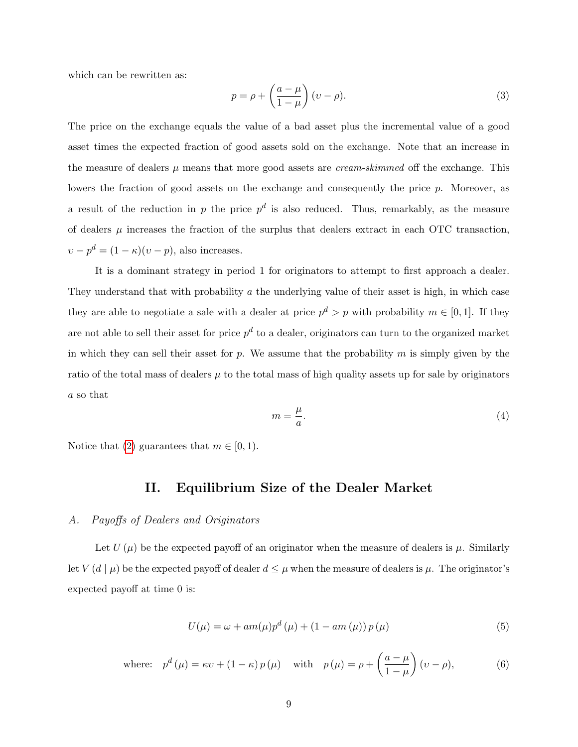which can be rewritten as:

$$p = \rho + \left(\frac{a-\mu}{1-\mu}\right)(\upsilon - \rho). \tag{3}$$

The price on the exchange equals the value of a bad asset plus the incremental value of a good asset times the expected fraction of good assets sold on the exchange. Note that an increase in the measure of dealers $\mu$ means that more good assets are *cream-skimmed* off the exchange. This lowers the fraction of good assets on the exchange and consequently the price $p$. Moreover, as a result of the reduction in $p$ the price $p^d$ is also reduced. Thus, remarkably, as the measure of dealers $\mu$ increases the fraction of the surplus that dealers extract in each OTC transaction, $\upsilon - p^d = (1-\kappa)(\upsilon - p)$, also increases.

It is a dominant strategy in period 1 for originators to attempt to first approach a dealer. They understand that with probability $a$ the underlying value of their asset is high, in which case they are able to negotiate a sale with a dealer at price $p^d > p$ with probability $m \in [0,1]$. If they are not able to sell their asset for price $p^d$ to a dealer, originators can turn to the organized market in which they can sell their asset for $p$. We assume that the probability $m$ is simply given by the ratio of the total mass of dealers $\mu$ to the total mass of high quality assets up for sale by originators $a$ so that

$$m = \frac{\mu}{a}. \tag{4}$$

Notice that (2) guarantees that $m \in [0,1)$.

## II. Equilibrium Size of the Dealer Market

### A. Payoffs of Dealers and Originators

Let $U(\mu)$ be the expected payoff of an originator when the measure of dealers is $\mu$. Similarly let $V(d \mid \mu)$ be the expected payoff of dealer $d \leq \mu$ when the measure of dealers is $\mu$. The originator's expected payoff at time 0 is:

$$U(\mu) = \omega + am(\mu)p^d(\mu) + (1 - am(\mu))\,p(\mu) \tag{5}$$

$$\text{where:} \quad p^d(\mu) = \kappa\upsilon + (1-\kappa)\,p(\mu) \quad \text{with} \quad p(\mu) = \rho + \left(\frac{a-\mu}{1-\mu}\right)(\upsilon - \rho), \tag{6}$$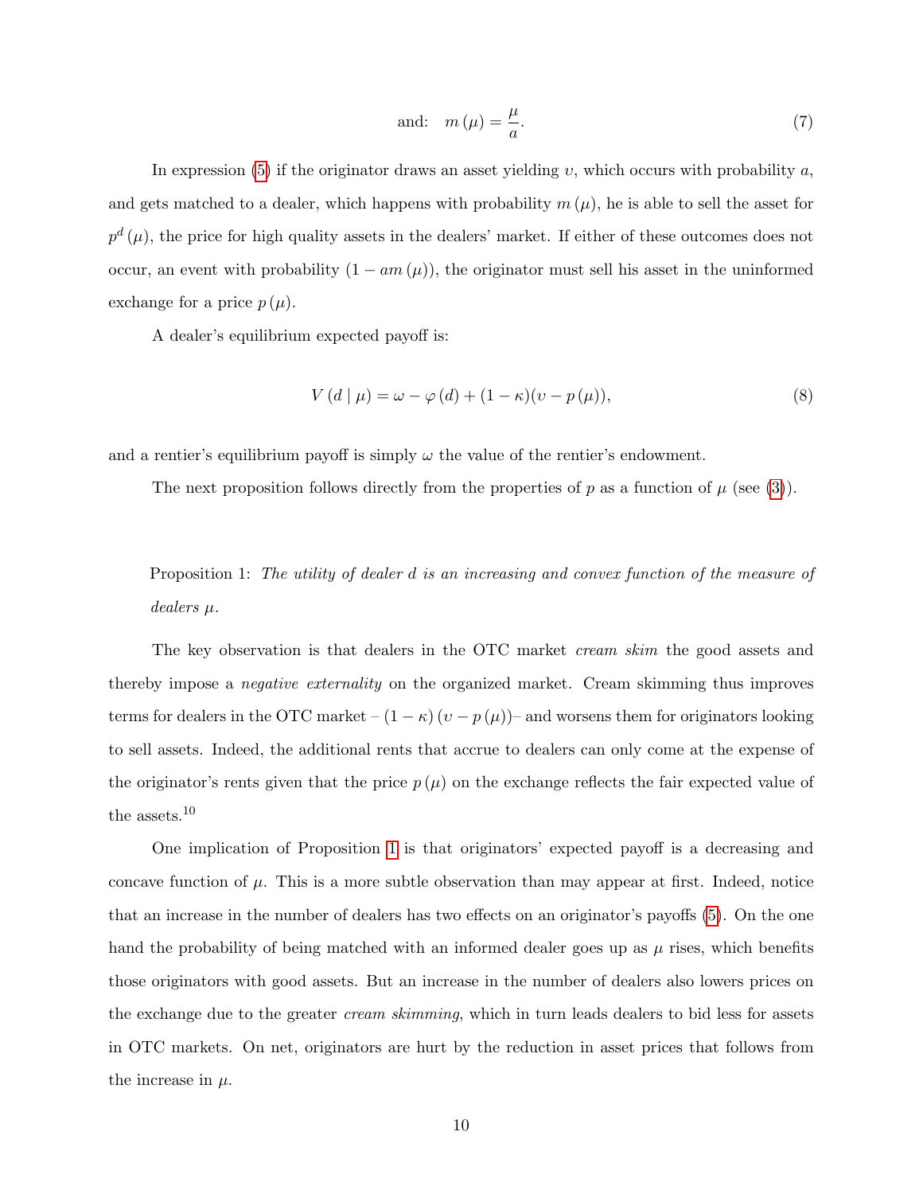$$\text{and:} \quad m(\mu) = \frac{\mu}{a}. \tag{7}$$

In expression (5) if the originator draws an asset yielding $\upsilon$, which occurs with probability $a$, and gets matched to a dealer, which happens with probability $m(\mu)$, he is able to sell the asset for $p^d(\mu)$, the price for high quality assets in the dealers' market. If either of these outcomes does not occur, an event with probability $(1 - am(\mu))$, the originator must sell his asset in the uninformed exchange for a price $p(\mu)$.

A dealer's equilibrium expected payoff is:

$$V(d \mid \mu) = \omega - \varphi(d) + (1-\kappa)(\upsilon - p(\mu)), \tag{8}$$

and a rentier's equilibrium payoff is simply $\omega$ the value of the rentier's endowment.

The next proposition follows directly from the properties of $p$ as a function of $\mu$ (see (3)).

Proposition 1: *The utility of dealer $d$ is an increasing and convex function of the measure of dealers $\mu$.*

The key observation is that dealers in the OTC market *cream skim* the good assets and thereby impose a *negative externality* on the organized market. Cream skimming thus improves terms for dealers in the OTC market – $(1-\kappa)(\upsilon - p(\mu))$– and worsens them for originators looking to sell assets. Indeed, the additional rents that accrue to dealers can only come at the expense of the originator's rents given that the price $p(\mu)$ on the exchange reflects the fair expected value of the assets.[10]

One implication of Proposition 1 is that originators' expected payoff is a decreasing and concave function of $\mu$. This is a more subtle observation than may appear at first. Indeed, notice that an increase in the number of dealers has two effects on an originator's payoffs (5). On the one hand the probability of being matched with an informed dealer goes up as $\mu$ rises, which benefits those originators with good assets. But an increase in the number of dealers also lowers prices on the exchange due to the greater *cream skimming*, which in turn leads dealers to bid less for assets in OTC markets. On net, originators are hurt by the reduction in asset prices that follows from the increase in $\mu$.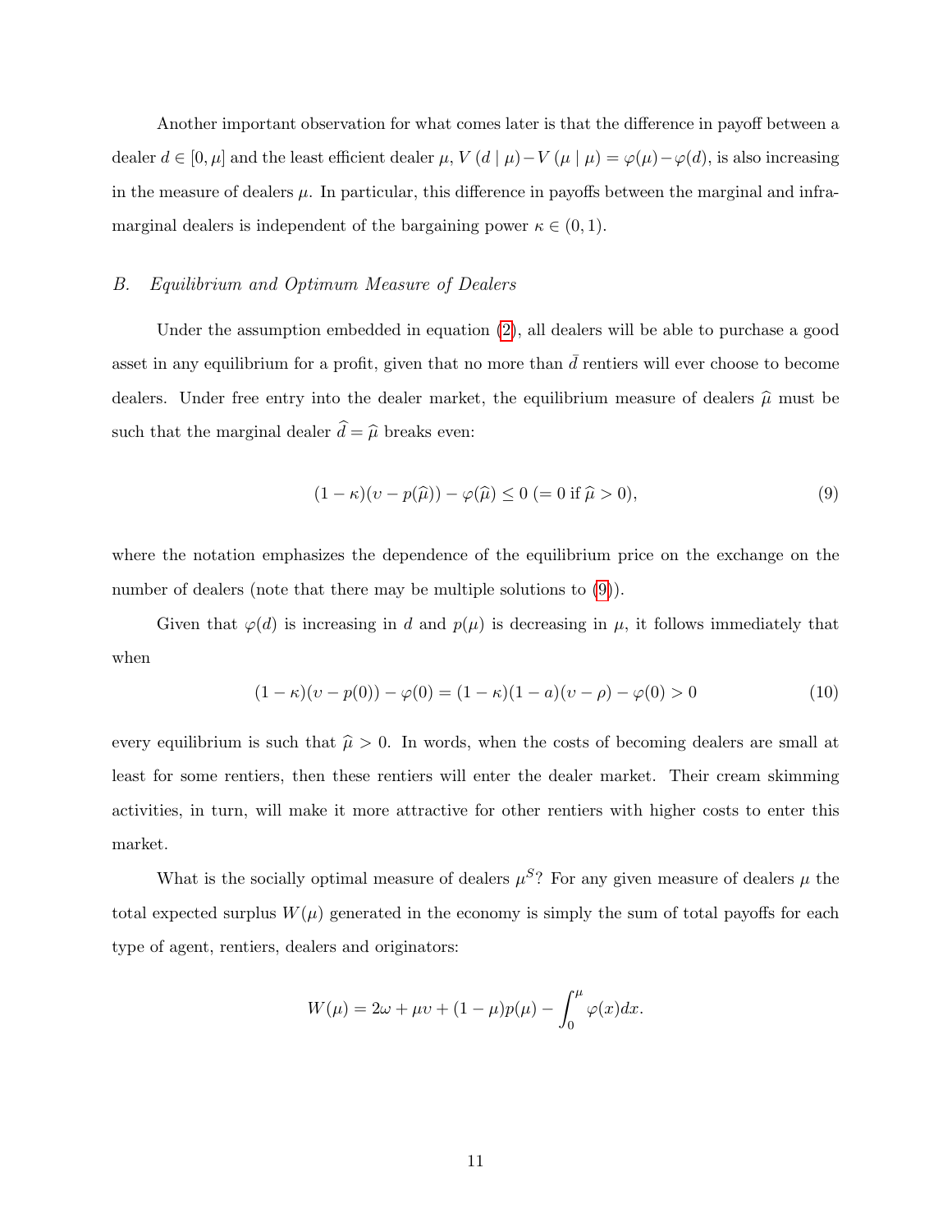Another important observation for what comes later is that the difference in payoff between a dealer $d \in [0, \mu]$ and the least efficient dealer $\mu$, $V(d \mid \mu) - V(\mu \mid \mu) = \varphi(\mu) - \varphi(d)$, is also increasing in the measure of dealers $\mu$. In particular, this difference in payoffs between the marginal and infra-marginal dealers is independent of the bargaining power $\kappa \in (0, 1)$.

### *B. Equilibrium and Optimum Measure of Dealers*

Under the assumption embedded in equation (2), all dealers will be able to purchase a good asset in any equilibrium for a profit, given that no more than $\bar{d}$ rentiers will ever choose to become dealers. Under free entry into the dealer market, the equilibrium measure of dealers $\widehat{\mu}$ must be such that the marginal dealer $\widehat{d} = \widehat{\mu}$ breaks even:

$$(1 - \kappa)(\upsilon - p(\widehat{\mu})) - \varphi(\widehat{\mu}) \leq 0 \; (= 0 \text{ if } \widehat{\mu} > 0), \tag{9}$$

where the notation emphasizes the dependence of the equilibrium price on the exchange on the number of dealers (note that there may be multiple solutions to (9)).

Given that $\varphi(d)$ is increasing in $d$ and $p(\mu)$ is decreasing in $\mu$, it follows immediately that when

$$(1 - \kappa)(\upsilon - p(0)) - \varphi(0) = (1 - \kappa)(1 - a)(\upsilon - \rho) - \varphi(0) > 0 \tag{10}$$

every equilibrium is such that $\widehat{\mu} > 0$. In words, when the costs of becoming dealers are small at least for some rentiers, then these rentiers will enter the dealer market. Their cream skimming activities, in turn, will make it more attractive for other rentiers with higher costs to enter this market.

What is the socially optimal measure of dealers $\mu^S$? For any given measure of dealers $\mu$ the total expected surplus $W(\mu)$ generated in the economy is simply the sum of total payoffs for each type of agent, rentiers, dealers and originators:

$$W(\mu) = 2\omega + \mu\upsilon + (1 - \mu)p(\mu) - \int_0^{\mu} \varphi(x)dx.$$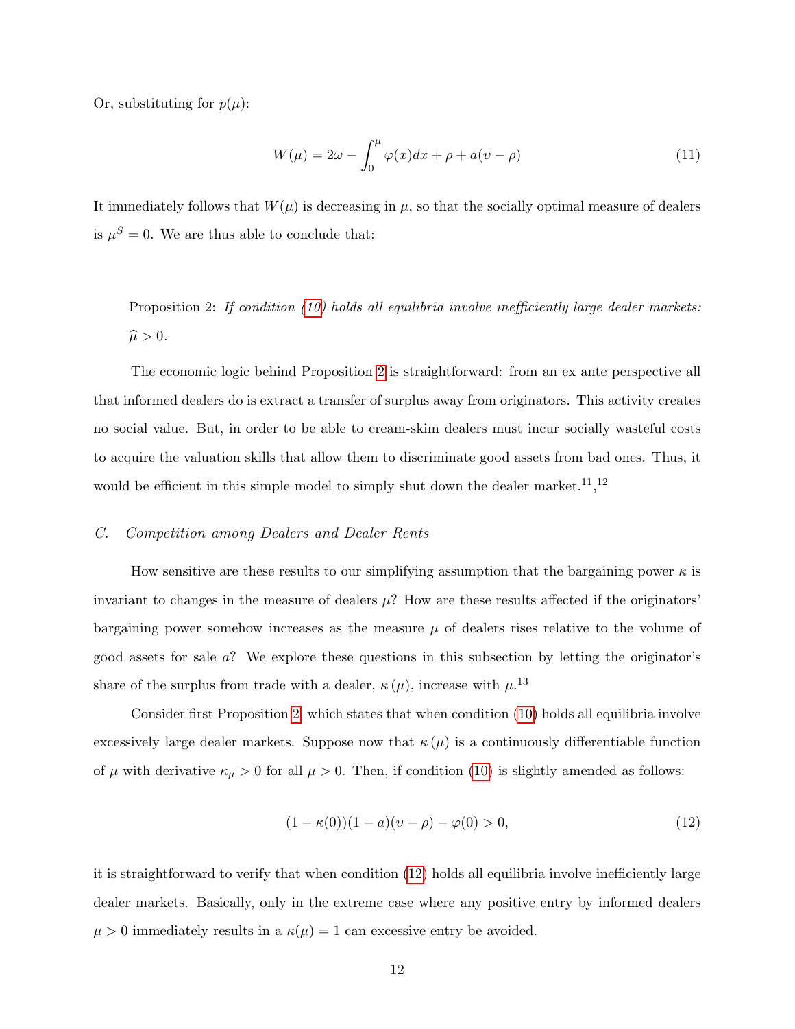Or, substituting for $p(\mu)$:

$$W(\mu) = 2\omega - \int_0^{\mu} \varphi(x)dx + \rho + a(\upsilon - \rho) \tag{11}$$

It immediately follows that $W(\mu)$ is decreasing in $\mu$, so that the socially optimal measure of dealers is $\mu^S = 0$. We are thus able to conclude that:

Proposition 2: *If condition (10) holds all equilibria involve inefficiently large dealer markets:* $\widehat{\mu} > 0$.

The economic logic behind Proposition 2 is straightforward: from an ex ante perspective all that informed dealers do is extract a transfer of surplus away from originators. This activity creates no social value. But, in order to be able to cream-skim dealers must incur socially wasteful costs to acquire the valuation skills that allow them to discriminate good assets from bad ones. Thus, it would be efficient in this simple model to simply shut down the dealer market.[11],[12]

### *C. Competition among Dealers and Dealer Rents*

How sensitive are these results to our simplifying assumption that the bargaining power $\kappa$ is invariant to changes in the measure of dealers $\mu$? How are these results affected if the originators' bargaining power somehow increases as the measure $\mu$ of dealers rises relative to the volume of good assets for sale $a$? We explore these questions in this subsection by letting the originator's share of the surplus from trade with a dealer, $\kappa(\mu)$, increase with $\mu$.[13]

Consider first Proposition 2, which states that when condition (10) holds all equilibria involve excessively large dealer markets. Suppose now that $\kappa(\mu)$ is a continuously differentiable function of $\mu$ with derivative $\kappa_\mu > 0$ for all $\mu > 0$. Then, if condition (10) is slightly amended as follows:

$$(1 - \kappa(0))(1 - a)(\upsilon - \rho) - \varphi(0) > 0, \tag{12}$$

it is straightforward to verify that when condition (12) holds all equilibria involve inefficiently large dealer markets. Basically, only in the extreme case where any positive entry by informed dealers $\mu > 0$ immediately results in a $\kappa(\mu) = 1$ can excessive entry be avoided.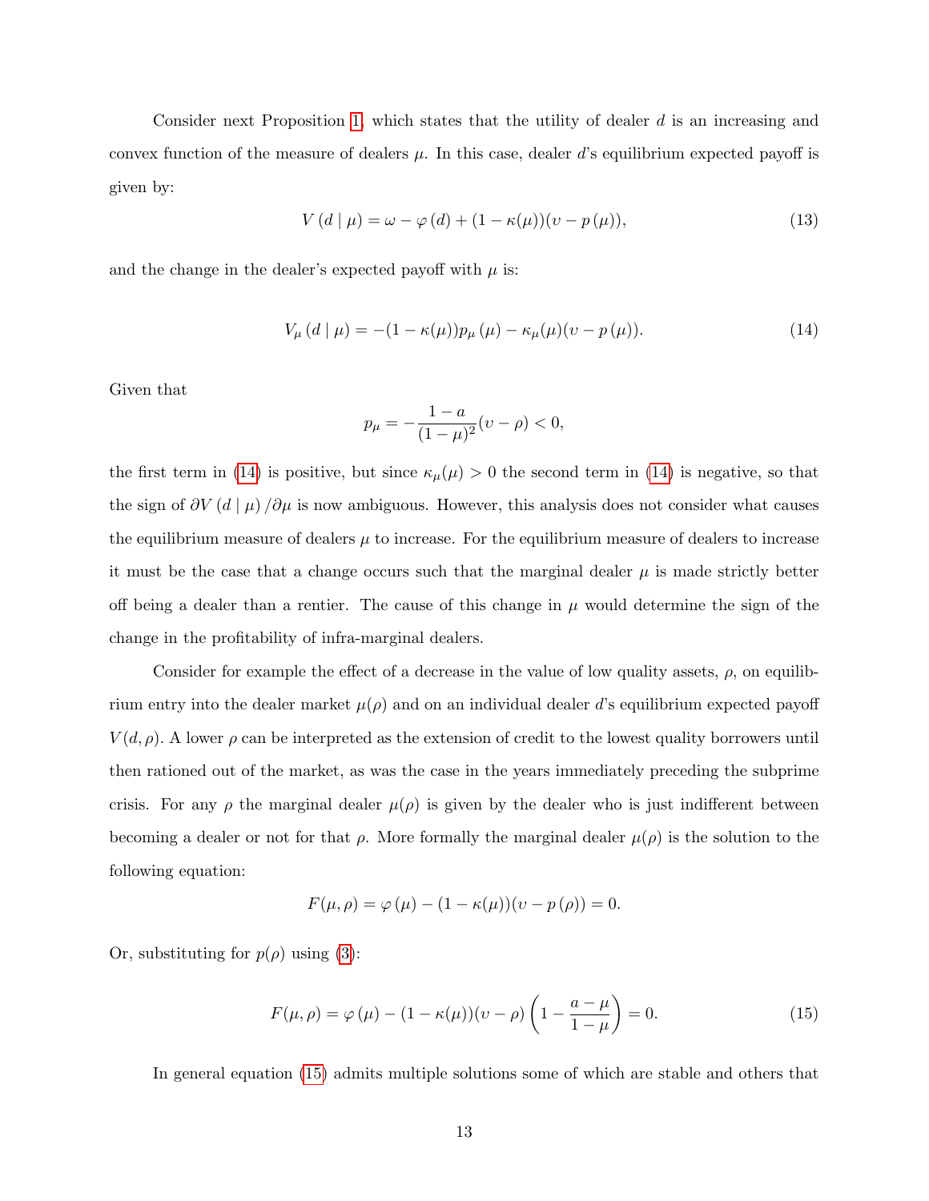Consider next Proposition 1, which states that the utility of dealer $d$ is an increasing and convex function of the measure of dealers $\mu$. In this case, dealer $d$'s equilibrium expected payoff is given by:

$$V(d \mid \mu) = \omega - \varphi(d) + (1-\kappa(\mu))(\upsilon - p(\mu)), \tag{13}$$

and the change in the dealer's expected payoff with $\mu$ is:

$$V_\mu(d \mid \mu) = -(1-\kappa(\mu))p_\mu(\mu) - \kappa_\mu(\mu)(\upsilon - p(\mu)). \tag{14}$$

Given that

$$p_\mu = -\frac{1-a}{(1-\mu)^2}(\upsilon - \rho) < 0,$$

the first term in (14) is positive, but since $\kappa_\mu(\mu) > 0$ the second term in (14) is negative, so that the sign of $\partial V(d \mid \mu)/\partial\mu$ is now ambiguous. However, this analysis does not consider what causes the equilibrium measure of dealers $\mu$ to increase. For the equilibrium measure of dealers to increase it must be the case that a change occurs such that the marginal dealer $\mu$ is made strictly better off being a dealer than a rentier. The cause of this change in $\mu$ would determine the sign of the change in the profitability of infra-marginal dealers.

Consider for example the effect of a decrease in the value of low quality assets, $\rho$, on equilibrium entry into the dealer market $\mu(\rho)$ and on an individual dealer $d$'s equilibrium expected payoff $V(d,\rho)$. A lower $\rho$ can be interpreted as the extension of credit to the lowest quality borrowers until then rationed out of the market, as was the case in the years immediately preceding the subprime crisis. For any $\rho$ the marginal dealer $\mu(\rho)$ is given by the dealer who is just indifferent between becoming a dealer or not for that $\rho$. More formally the marginal dealer $\mu(\rho)$ is the solution to the following equation:

$$F(\mu,\rho) = \varphi(\mu) - (1-\kappa(\mu))(\upsilon - p(\rho)) = 0.$$

Or, substituting for $p(\rho)$ using (3):

$$F(\mu,\rho) = \varphi(\mu) - (1-\kappa(\mu))(\upsilon - \rho)\left(1 - \frac{a-\mu}{1-\mu}\right) = 0. \tag{15}$$

In general equation (15) admits multiple solutions some of which are stable and others that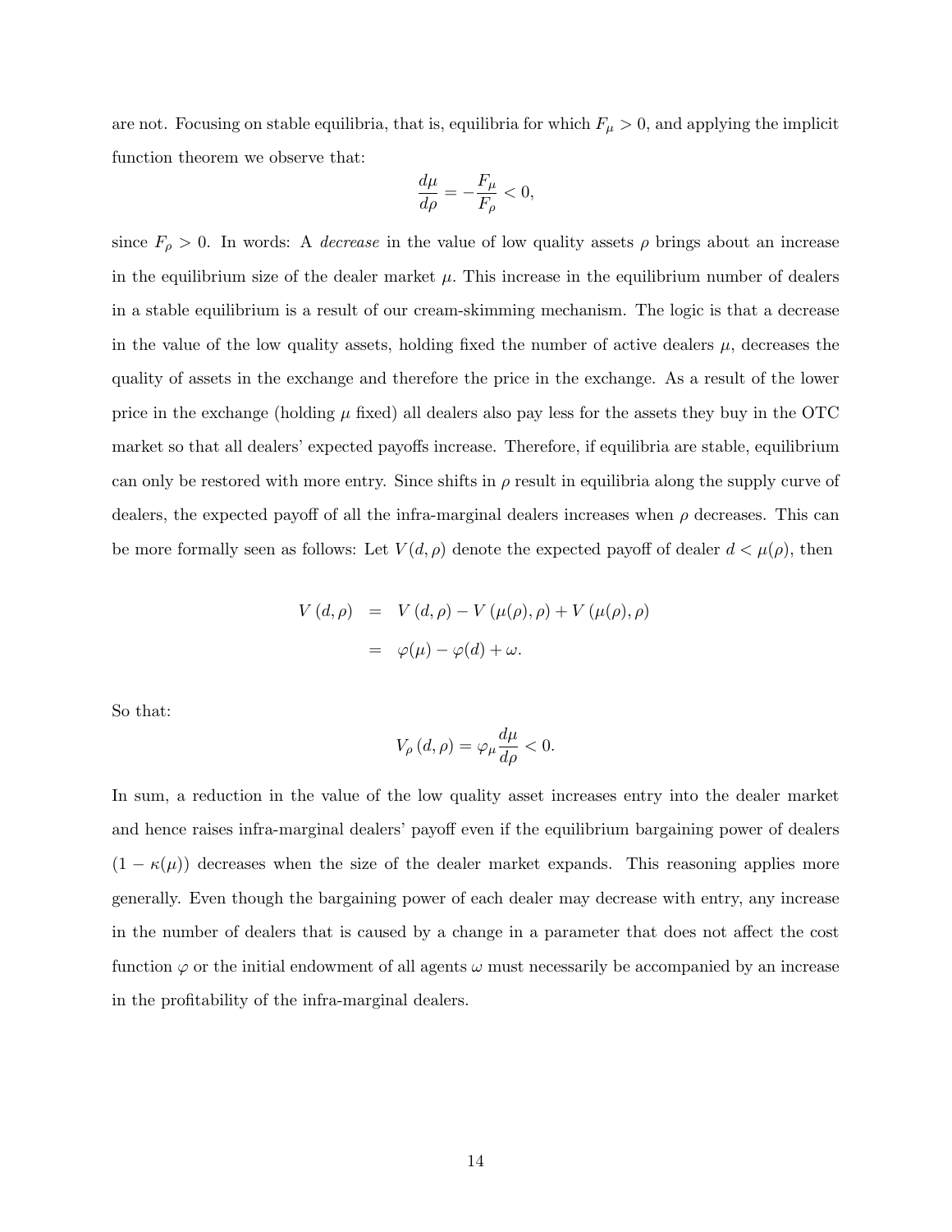are not. Focusing on stable equilibria, that is, equilibria for which $F_\mu > 0$, and applying the implicit function theorem we observe that:

$$\frac{d\mu}{d\rho} = -\frac{F_\mu}{F_\rho} < 0,$$

since $F_\rho > 0$. In words: A *decrease* in the value of low quality assets $\rho$ brings about an increase in the equilibrium size of the dealer market $\mu$. This increase in the equilibrium number of dealers in a stable equilibrium is a result of our cream-skimming mechanism. The logic is that a decrease in the value of the low quality assets, holding fixed the number of active dealers $\mu$, decreases the quality of assets in the exchange and therefore the price in the exchange. As a result of the lower price in the exchange (holding $\mu$ fixed) all dealers also pay less for the assets they buy in the OTC market so that all dealers' expected payoffs increase. Therefore, if equilibria are stable, equilibrium can only be restored with more entry. Since shifts in $\rho$ result in equilibria along the supply curve of dealers, the expected payoff of all the infra-marginal dealers increases when $\rho$ decreases. This can be more formally seen as follows: Let $V(d, \rho)$ denote the expected payoff of dealer $d < \mu(\rho)$, then

$$\begin{aligned} V(d, \rho) &= V(d, \rho) - V(\mu(\rho), \rho) + V(\mu(\rho), \rho) \\ &= \varphi(\mu) - \varphi(d) + \omega. \end{aligned}$$

So that:

$$V_\rho(d, \rho) = \varphi_\mu \frac{d\mu}{d\rho} < 0.$$

In sum, a reduction in the value of the low quality asset increases entry into the dealer market and hence raises infra-marginal dealers' payoff even if the equilibrium bargaining power of dealers $(1 - \kappa(\mu))$ decreases when the size of the dealer market expands. This reasoning applies more generally. Even though the bargaining power of each dealer may decrease with entry, any increase in the number of dealers that is caused by a change in a parameter that does not affect the cost function $\varphi$ or the initial endowment of all agents $\omega$ must necessarily be accompanied by an increase in the profitability of the infra-marginal dealers.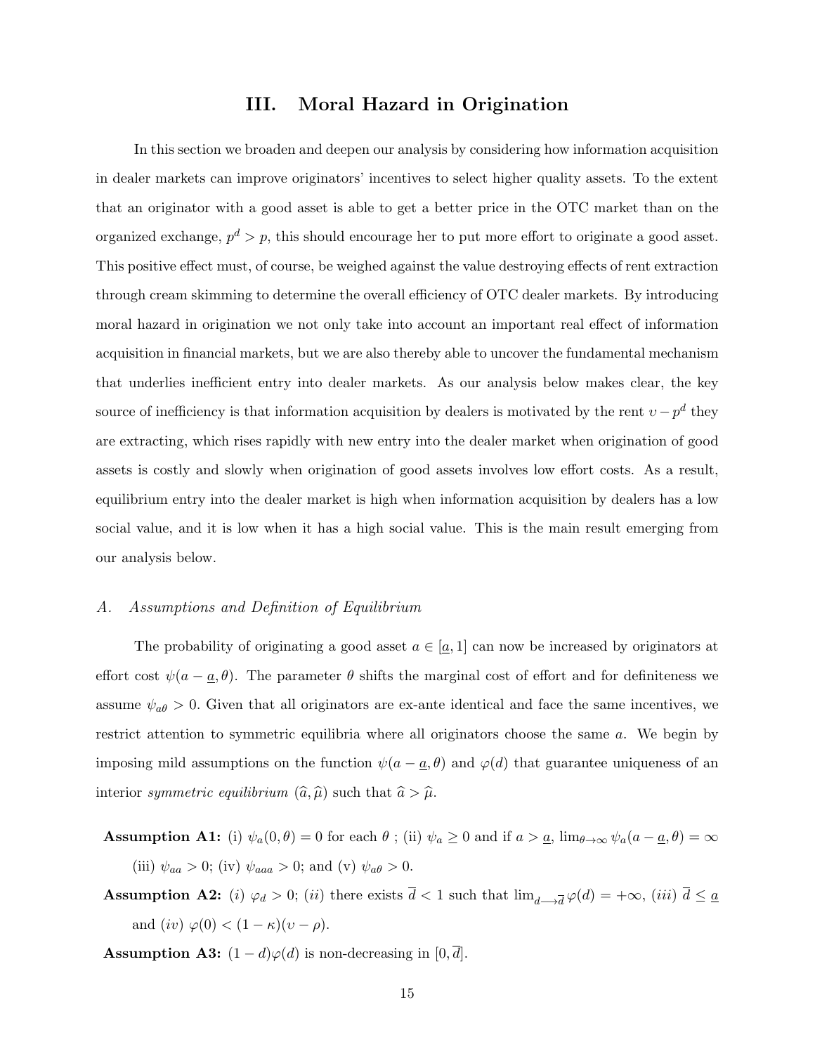## III. Moral Hazard in Origination

In this section we broaden and deepen our analysis by considering how information acquisition in dealer markets can improve originators' incentives to select higher quality assets. To the extent that an originator with a good asset is able to get a better price in the OTC market than on the organized exchange, $p^d > p$, this should encourage her to put more effort to originate a good asset. This positive effect must, of course, be weighed against the value destroying effects of rent extraction through cream skimming to determine the overall efficiency of OTC dealer markets. By introducing moral hazard in origination we not only take into account an important real effect of information acquisition in financial markets, but we are also thereby able to uncover the fundamental mechanism that underlies inefficient entry into dealer markets. As our analysis below makes clear, the key source of inefficiency is that information acquisition by dealers is motivated by the rent $\upsilon - p^d$ they are extracting, which rises rapidly with new entry into the dealer market when origination of good assets is costly and slowly when origination of good assets involves low effort costs. As a result, equilibrium entry into the dealer market is high when information acquisition by dealers has a low social value, and it is low when it has a high social value. This is the main result emerging from our analysis below.

### *A. Assumptions and Definition of Equilibrium*

The probability of originating a good asset $a \in [\underline{a}, 1]$ can now be increased by originators at effort cost $\psi(a - \underline{a}, \theta)$. The parameter $\theta$ shifts the marginal cost of effort and for definiteness we assume $\psi_{a\theta} > 0$. Given that all originators are ex-ante identical and face the same incentives, we restrict attention to symmetric equilibria where all originators choose the same $a$. We begin by imposing mild assumptions on the function $\psi(a - \underline{a}, \theta)$ and $\varphi(d)$ that guarantee uniqueness of an interior *symmetric equilibrium* $(\widehat{a}, \widehat{\mu})$ such that $\widehat{a} > \widehat{\mu}$.

**Assumption A1:** (i) $\psi_a(0, \theta) = 0$ for each $\theta$ ; (ii) $\psi_a \geq 0$ and if $a > \underline{a}$, $\lim_{\theta \to \infty} \psi_a(a - \underline{a}, \theta) = \infty$ (iii) $\psi_{aa} > 0$; (iv) $\psi_{aaa} > 0$; and (v) $\psi_{a\theta} > 0$.

**Assumption A2:** *(i)* $\varphi_d > 0$; *(ii)* there exists $\overline{d} < 1$ such that $\lim_{d \longrightarrow \overline{d}} \varphi(d) = +\infty$, *(iii)* $\overline{d} \leq \underline{a}$ and *(iv)* $\varphi(0) < (1 - \kappa)(\upsilon - \rho)$.

**Assumption A3:** $(1 - d)\varphi(d)$ is non-decreasing in $[0, \overline{d}]$.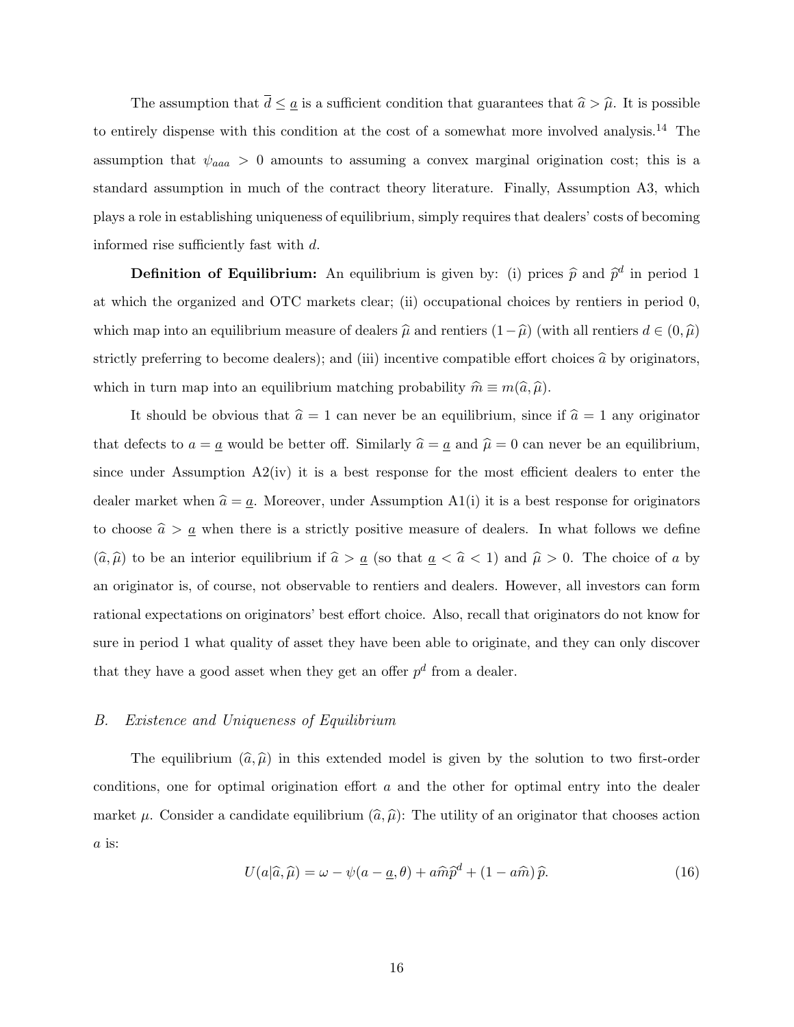The assumption that $\overline{d} \leq \underline{a}$ is a sufficient condition that guarantees that $\widehat{a} > \widehat{\mu}$. It is possible to entirely dispense with this condition at the cost of a somewhat more involved analysis.[14] The assumption that $\psi_{aaa} > 0$ amounts to assuming a convex marginal origination cost; this is a standard assumption in much of the contract theory literature. Finally, Assumption A3, which plays a role in establishing uniqueness of equilibrium, simply requires that dealers' costs of becoming informed rise sufficiently fast with $d$.

**Definition of Equilibrium:** An equilibrium is given by: (i) prices $\widehat{p}$ and $\widehat{p}^d$ in period 1 at which the organized and OTC markets clear; (ii) occupational choices by rentiers in period 0, which map into an equilibrium measure of dealers $\widehat{\mu}$ and rentiers $(1-\widehat{\mu})$ (with all rentiers $d \in (0, \widehat{\mu})$ strictly preferring to become dealers); and (iii) incentive compatible effort choices $\widehat{a}$ by originators, which in turn map into an equilibrium matching probability $\widehat{m} \equiv m(\widehat{a}, \widehat{\mu})$.

It should be obvious that $\widehat{a} = 1$ can never be an equilibrium, since if $\widehat{a} = 1$ any originator that defects to $a = \underline{a}$ would be better off. Similarly $\widehat{a} = \underline{a}$ and $\widehat{\mu} = 0$ can never be an equilibrium, since under Assumption A2(iv) it is a best response for the most efficient dealers to enter the dealer market when $\widehat{a} = \underline{a}$. Moreover, under Assumption A1(i) it is a best response for originators to choose $\widehat{a} > \underline{a}$ when there is a strictly positive measure of dealers. In what follows we define $(\widehat{a}, \widehat{\mu})$ to be an interior equilibrium if $\widehat{a} > \underline{a}$ (so that $\underline{a} < \widehat{a} < 1$) and $\widehat{\mu} > 0$. The choice of $a$ by an originator is, of course, not observable to rentiers and dealers. However, all investors can form rational expectations on originators' best effort choice. Also, recall that originators do not know for sure in period 1 what quality of asset they have been able to originate, and they can only discover that they have a good asset when they get an offer $p^d$ from a dealer.

## *B. Existence and Uniqueness of Equilibrium*

The equilibrium $(\widehat{a}, \widehat{\mu})$ in this extended model is given by the solution to two first-order conditions, one for optimal origination effort $a$ and the other for optimal entry into the dealer market $\mu$. Consider a candidate equilibrium $(\widehat{a}, \widehat{\mu})$: The utility of an originator that chooses action $a$ is:

$$U(a|\widehat{a}, \widehat{\mu}) = \omega - \psi(a - \underline{a}, \theta) + a\widehat{m}\widehat{p}^d + (1 - a\widehat{m})\,\widehat{p}. \tag{16}$$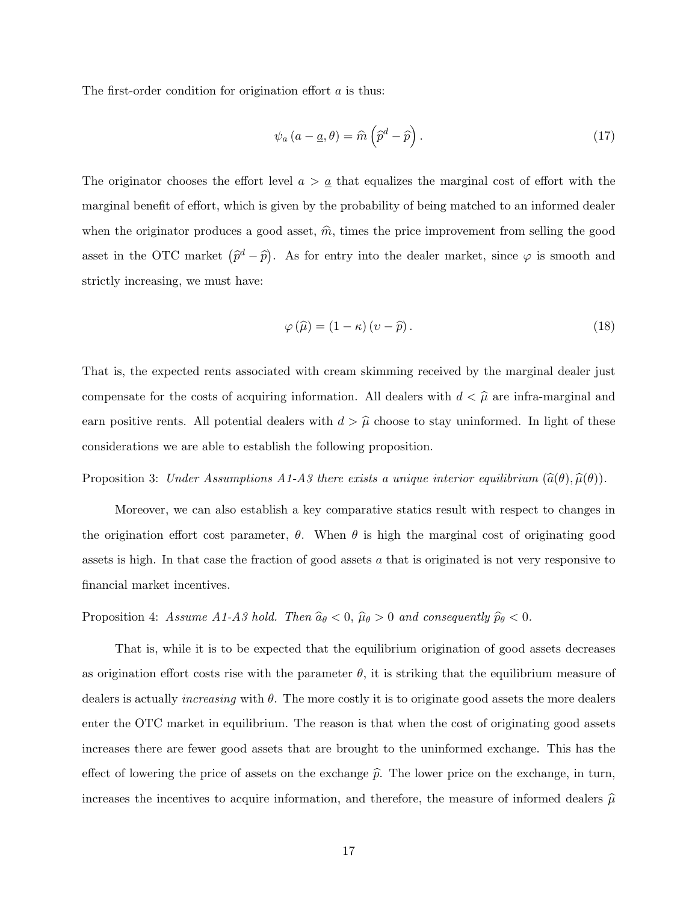The first-order condition for origination effort $a$ is thus:

$$\psi_a \left(a - \underline{a}, \theta\right) = \widehat{m}\left(\widehat{p}^d - \widehat{p}\right). \tag{17}$$

The originator chooses the effort level $a > \underline{a}$ that equalizes the marginal cost of effort with the marginal benefit of effort, which is given by the probability of being matched to an informed dealer when the originator produces a good asset, $\widehat{m}$, times the price improvement from selling the good asset in the OTC market $\left(\widehat{p}^d - \widehat{p}\right)$. As for entry into the dealer market, since $\varphi$ is smooth and strictly increasing, we must have:

$$\varphi\left(\widehat{\mu}\right) = \left(1 - \kappa\right)\left(\upsilon - \widehat{p}\right). \tag{18}$$

That is, the expected rents associated with cream skimming received by the marginal dealer just compensate for the costs of acquiring information. All dealers with $d < \widehat{\mu}$ are infra-marginal and earn positive rents. All potential dealers with $d > \widehat{\mu}$ choose to stay uninformed. In light of these considerations we are able to establish the following proposition.

Proposition 3: *Under Assumptions A1-A3 there exists a unique interior equilibrium* $(\widehat{a}(\theta), \widehat{\mu}(\theta))$.

Moreover, we can also establish a key comparative statics result with respect to changes in the origination effort cost parameter, $\theta$. When $\theta$ is high the marginal cost of originating good assets is high. In that case the fraction of good assets $a$ that is originated is not very responsive to financial market incentives.

Proposition 4: *Assume A1-A3 hold. Then* $\widehat{a}_\theta < 0$, $\widehat{\mu}_\theta > 0$ *and consequently* $\widehat{p}_\theta < 0$.

That is, while it is to be expected that the equilibrium origination of good assets decreases as origination effort costs rise with the parameter $\theta$, it is striking that the equilibrium measure of dealers is actually *increasing* with $\theta$. The more costly it is to originate good assets the more dealers enter the OTC market in equilibrium. The reason is that when the cost of originating good assets increases there are fewer good assets that are brought to the uninformed exchange. This has the effect of lowering the price of assets on the exchange $\widehat{p}$. The lower price on the exchange, in turn, increases the incentives to acquire information, and therefore, the measure of informed dealers $\widehat{\mu}$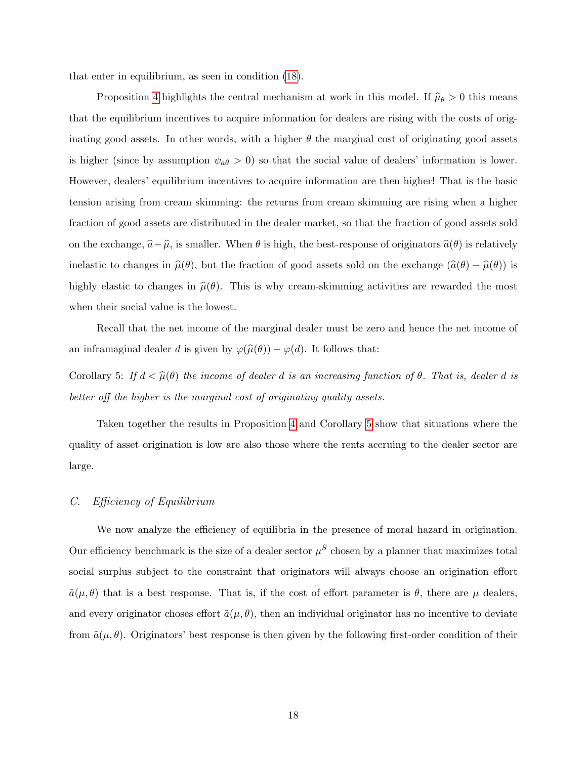that enter in equilibrium, as seen in condition (18).

Proposition 4 highlights the central mechanism at work in this model. If $\widehat{\mu}_\theta > 0$ this means that the equilibrium incentives to acquire information for dealers are rising with the costs of originating good assets. In other words, with a higher $\theta$ the marginal cost of originating good assets is higher (since by assumption $\psi_{a\theta} > 0$) so that the social value of dealers' information is lower. However, dealers' equilibrium incentives to acquire information are then higher! That is the basic tension arising from cream skimming: the returns from cream skimming are rising when a higher fraction of good assets are distributed in the dealer market, so that the fraction of good assets sold on the exchange, $\widehat{a} - \widehat{\mu}$, is smaller. When $\theta$ is high, the best-response of originators $\widehat{a}(\theta)$ is relatively inelastic to changes in $\widehat{\mu}(\theta)$, but the fraction of good assets sold on the exchange $(\widehat{a}(\theta) - \widehat{\mu}(\theta))$ is highly elastic to changes in $\widehat{\mu}(\theta)$. This is why cream-skimming activities are rewarded the most when their social value is the lowest.

Recall that the net income of the marginal dealer must be zero and hence the net income of an inframaginal dealer $d$ is given by $\varphi(\widehat{\mu}(\theta)) - \varphi(d)$. It follows that:

Corollary 5: *If $d < \widehat{\mu}(\theta)$ the income of dealer $d$ is an increasing function of $\theta$. That is, dealer $d$ is better off the higher is the marginal cost of originating quality assets.*

Taken together the results in Proposition 4 and Corollary 5 show that situations where the quality of asset origination is low are also those where the rents accruing to the dealer sector are large.

### C. *Efficiency of Equilibrium*

We now analyze the efficiency of equilibria in the presence of moral hazard in origination. Our efficiency benchmark is the size of a dealer sector $\mu^S$ chosen by a planner that maximizes total social surplus subject to the constraint that originators will always choose an origination effort $\tilde{a}(\mu, \theta)$ that is a best response. That is, if the cost of effort parameter is $\theta$, there are $\mu$ dealers, and every originator choses effort $\tilde{a}(\mu, \theta)$, then an individual originator has no incentive to deviate from $\tilde{a}(\mu, \theta)$. Originators' best response is then given by the following first-order condition of their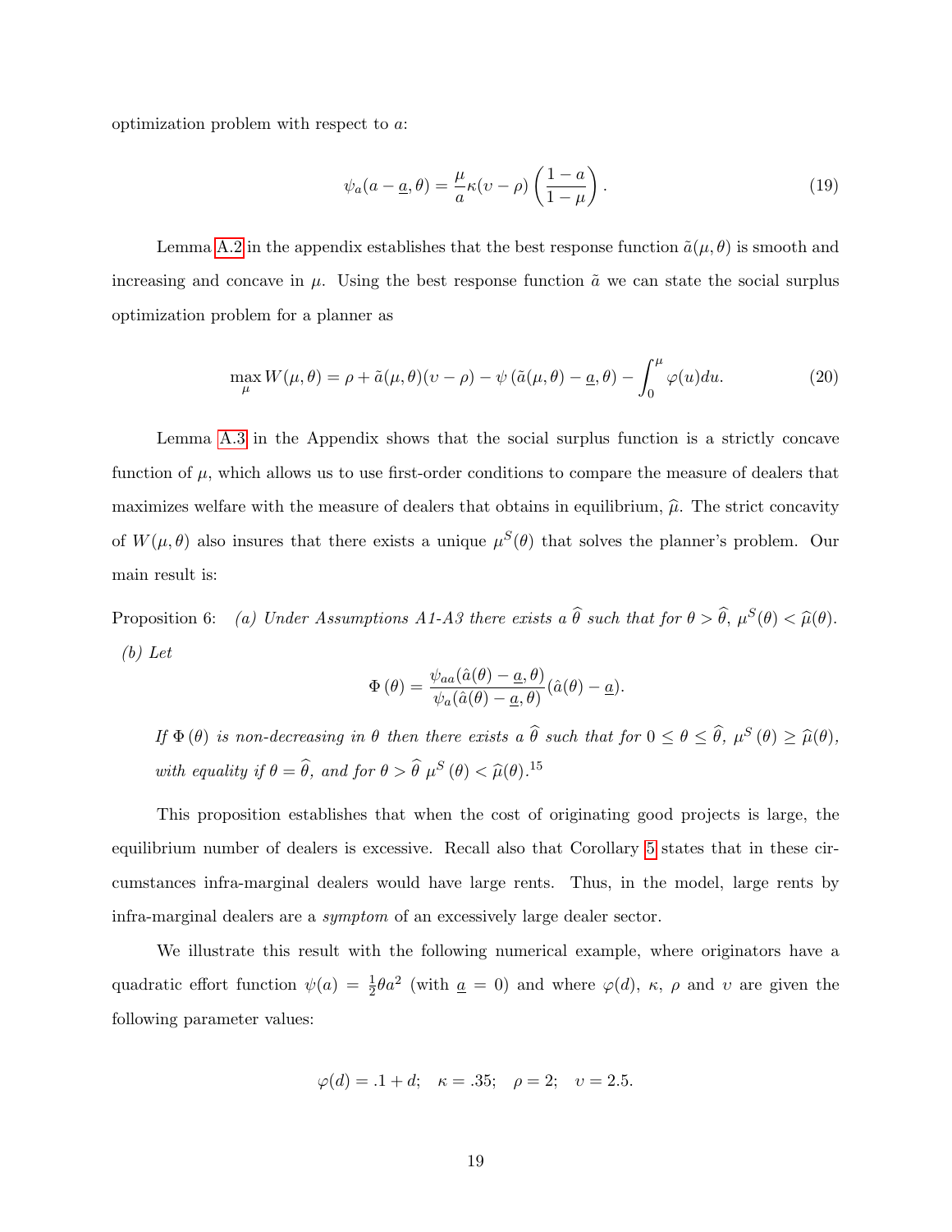optimization problem with respect to $a$:

$$\psi_a(a - \underline{a}, \theta) = \frac{\mu}{a}\kappa(\upsilon - \rho)\left(\frac{1-a}{1-\mu}\right). \tag{19}$$

Lemma A.2 in the appendix establishes that the best response function $\tilde{a}(\mu, \theta)$ is smooth and increasing and concave in $\mu$. Using the best response function $\tilde{a}$ we can state the social surplus optimization problem for a planner as

$$\max_{\mu} W(\mu, \theta) = \rho + \tilde{a}(\mu, \theta)(\upsilon - \rho) - \psi\left(\tilde{a}(\mu, \theta) - \underline{a}, \theta\right) - \int_0^{\mu} \varphi(u)du. \tag{20}$$

Lemma A.3 in the Appendix shows that the social surplus function is a strictly concave function of $\mu$, which allows us to use first-order conditions to compare the measure of dealers that maximizes welfare with the measure of dealers that obtains in equilibrium, $\widehat{\mu}$. The strict concavity of $W(\mu, \theta)$ also insures that there exists a unique $\mu^S(\theta)$ that solves the planner's problem. Our main result is:

Proposition 6: *(a) Under Assumptions A1-A3 there exists a $\widehat{\theta}$ such that for $\theta > \widehat{\theta}$, $\mu^S(\theta) < \widehat{\mu}(\theta)$.*

*(b) Let*

$$\Phi\left(\theta\right) = \frac{\psi_{aa}(\hat{a}(\theta) - \underline{a}, \theta)}{\psi_a(\hat{a}(\theta) - \underline{a}, \theta)}(\hat{a}(\theta) - \underline{a}).$$

*If $\Phi\left(\theta\right)$ is non-decreasing in $\theta$ then there exists a $\widehat{\theta}$ such that for $0 \leq \theta \leq \widehat{\theta}$, $\mu^S\left(\theta\right) \geq \widehat{\mu}(\theta)$, with equality if $\theta = \widehat{\theta}$, and for $\theta > \widehat{\theta}$ $\mu^S\left(\theta\right) < \widehat{\mu}(\theta)$.*[15]

This proposition establishes that when the cost of originating good projects is large, the equilibrium number of dealers is excessive. Recall also that Corollary 5 states that in these circumstances infra-marginal dealers would have large rents. Thus, in the model, large rents by infra-marginal dealers are a *symptom* of an excessively large dealer sector.

We illustrate this result with the following numerical example, where originators have a quadratic effort function $\psi(a) = \frac{1}{2}\theta a^2$ (with $\underline{a} = 0$) and where $\varphi(d)$, $\kappa$, $\rho$ and $\upsilon$ are given the following parameter values:

$$\varphi(d) = .1 + d; \quad \kappa = .35; \quad \rho = 2; \quad \upsilon = 2.5.$$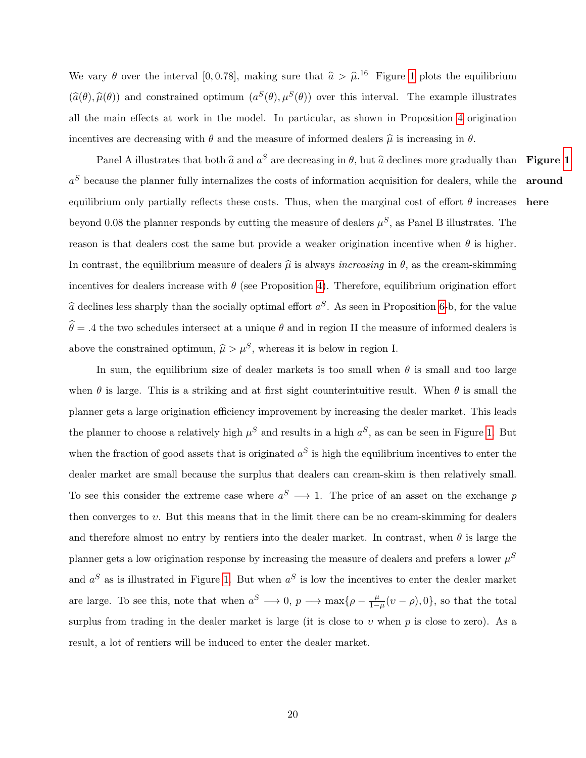We vary $\theta$ over the interval $[0, 0.78]$, making sure that $\widehat{a} > \widehat{\mu}$.[16] Figure 1 plots the equilibrium $(\widehat{a}(\theta), \widehat{\mu}(\theta))$ and constrained optimum $(a^S(\theta), \mu^S(\theta))$ over this interval. The example illustrates all the main effects at work in the model. In particular, as shown in Proposition 4 origination incentives are decreasing with $\theta$ and the measure of informed dealers $\widehat{\mu}$ is increasing in $\theta$.

Panel A illustrates that both $\widehat{a}$ and $a^S$ are decreasing in $\theta$, but $\widehat{a}$ declines more gradually than $a^S$ because the planner fully internalizes the costs of information acquisition for dealers, while the equilibrium only partially reflects these costs. Thus, when the marginal cost of effort $\theta$ increases beyond 0.08 the planner responds by cutting the measure of dealers $\mu^S$, as Panel B illustrates. The reason is that dealers cost the same but provide a weaker origination incentive when $\theta$ is higher. In contrast, the equilibrium measure of dealers $\widehat{\mu}$ is always *increasing* in $\theta$, as the cream-skimming incentives for dealers increase with $\theta$ (see Proposition 4). Therefore, equilibrium origination effort $\widehat{a}$ declines less sharply than the socially optimal effort $a^S$. As seen in Proposition 6-b, for the value $\widehat{\theta} = .4$ the two schedules intersect at a unique $\theta$ and in region II the measure of informed dealers is above the constrained optimum, $\widehat{\mu} > \mu^S$, whereas it is below in region I.

**Figure 1 around here**

In sum, the equilibrium size of dealer markets is too small when $\theta$ is small and too large when $\theta$ is large. This is a striking and at first sight counterintuitive result. When $\theta$ is small the planner gets a large origination efficiency improvement by increasing the dealer market. This leads the planner to choose a relatively high $\mu^S$ and results in a high $a^S$, as can be seen in Figure 1. But when the fraction of good assets that is originated $a^S$ is high the equilibrium incentives to enter the dealer market are small because the surplus that dealers can cream-skim is then relatively small. To see this consider the extreme case where $a^S \longrightarrow 1$. The price of an asset on the exchange $p$ then converges to $\upsilon$. But this means that in the limit there can be no cream-skimming for dealers and therefore almost no entry by rentiers into the dealer market. In contrast, when $\theta$ is large the planner gets a low origination response by increasing the measure of dealers and prefers a lower $\mu^S$ and $a^S$ as is illustrated in Figure 1. But when $a^S$ is low the incentives to enter the dealer market are large. To see this, note that when $a^S \longrightarrow 0$, $p \longrightarrow \max\{\rho - \frac{\mu}{1-\mu}(\upsilon - \rho), 0\}$, so that the total surplus from trading in the dealer market is large (it is close to $\upsilon$ when $p$ is close to zero). As a result, a lot of rentiers will be induced to enter the dealer market.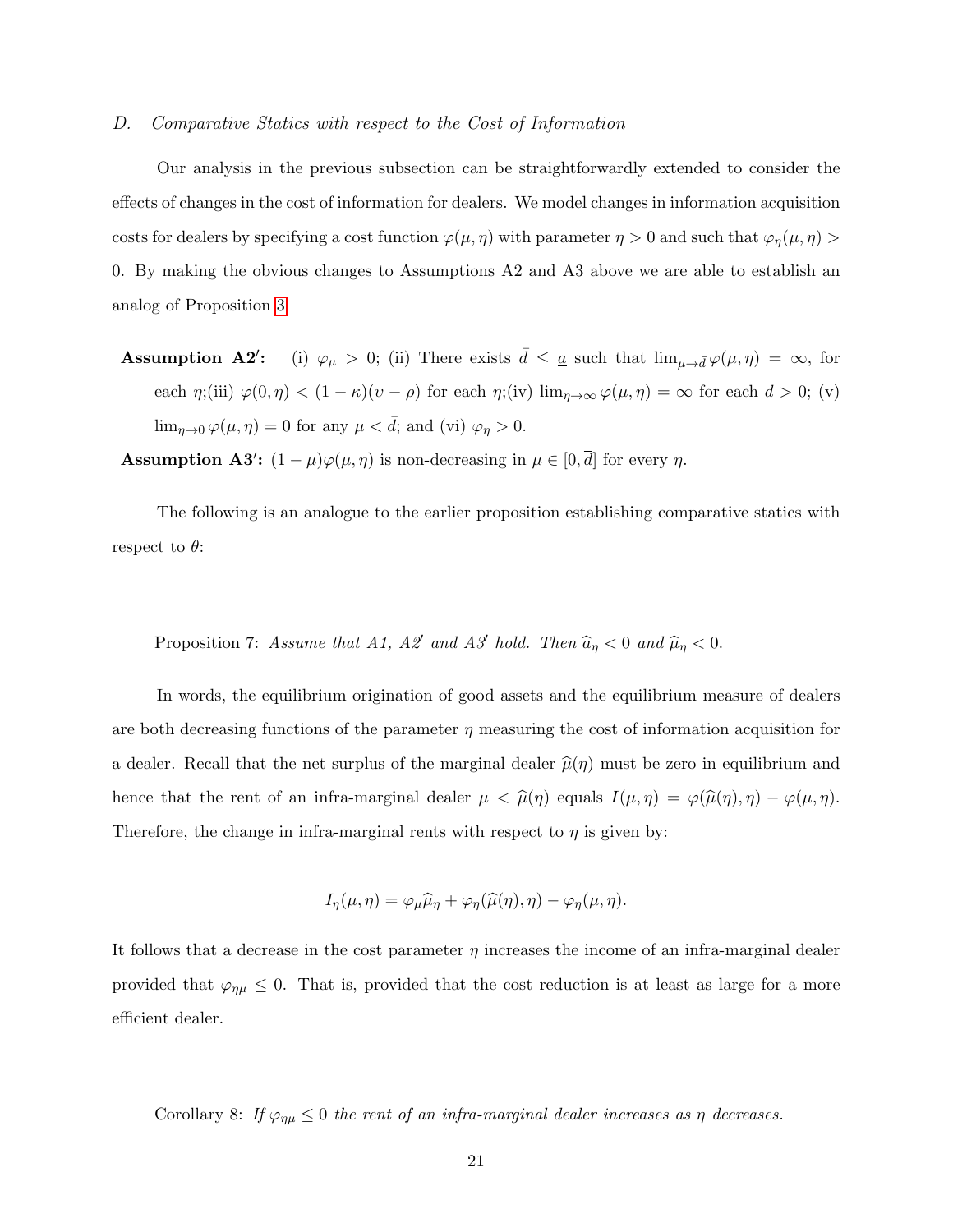### D. *Comparative Statics with respect to the Cost of Information*

Our analysis in the previous subsection can be straightforwardly extended to consider the effects of changes in the cost of information for dealers. We model changes in information acquisition costs for dealers by specifying a cost function $\varphi(\mu, \eta)$ with parameter $\eta > 0$ and such that $\varphi_\eta(\mu, \eta) > 0$. By making the obvious changes to Assumptions A2 and A3 above we are able to establish an analog of Proposition 3.

**Assumption A2′:** (i) $\varphi_\mu > 0$; (ii) There exists $\bar{d} \leq \underline{a}$ such that $\lim_{\mu \to \bar{d}} \varphi(\mu, \eta) = \infty$, for each $\eta$;(iii) $\varphi(0, \eta) < (1 - \kappa)(\upsilon - \rho)$ for each $\eta$;(iv) $\lim_{\eta \to \infty} \varphi(\mu, \eta) = \infty$ for each $d > 0$; (v) $\lim_{\eta \to 0} \varphi(\mu, \eta) = 0$ for any $\mu < \bar{d}$; and (vi) $\varphi_\eta > 0$.

**Assumption A3′:** $(1 - \mu)\varphi(\mu, \eta)$ is non-decreasing in $\mu \in [0, \overline{d}]$ for every $\eta$.

The following is an analogue to the earlier proposition establishing comparative statics with respect to $\theta$:

Proposition 7: *Assume that A1, A2′ and A3′ hold. Then $\widehat{a}_\eta < 0$ and $\widehat{\mu}_\eta < 0$.*

In words, the equilibrium origination of good assets and the equilibrium measure of dealers are both decreasing functions of the parameter $\eta$ measuring the cost of information acquisition for a dealer. Recall that the net surplus of the marginal dealer $\widehat{\mu}(\eta)$ must be zero in equilibrium and hence that the rent of an infra-marginal dealer $\mu < \widehat{\mu}(\eta)$ equals $I(\mu, \eta) = \varphi(\widehat{\mu}(\eta), \eta) - \varphi(\mu, \eta)$. Therefore, the change in infra-marginal rents with respect to $\eta$ is given by:

$$I_\eta(\mu, \eta) = \varphi_\mu \widehat{\mu}_\eta + \varphi_\eta(\widehat{\mu}(\eta), \eta) - \varphi_\eta(\mu, \eta).$$

It follows that a decrease in the cost parameter $\eta$ increases the income of an infra-marginal dealer provided that $\varphi_{\eta\mu} \leq 0$. That is, provided that the cost reduction is at least as large for a more efficient dealer.

Corollary 8: *If $\varphi_{\eta\mu} \leq 0$ the rent of an infra-marginal dealer increases as $\eta$ decreases.*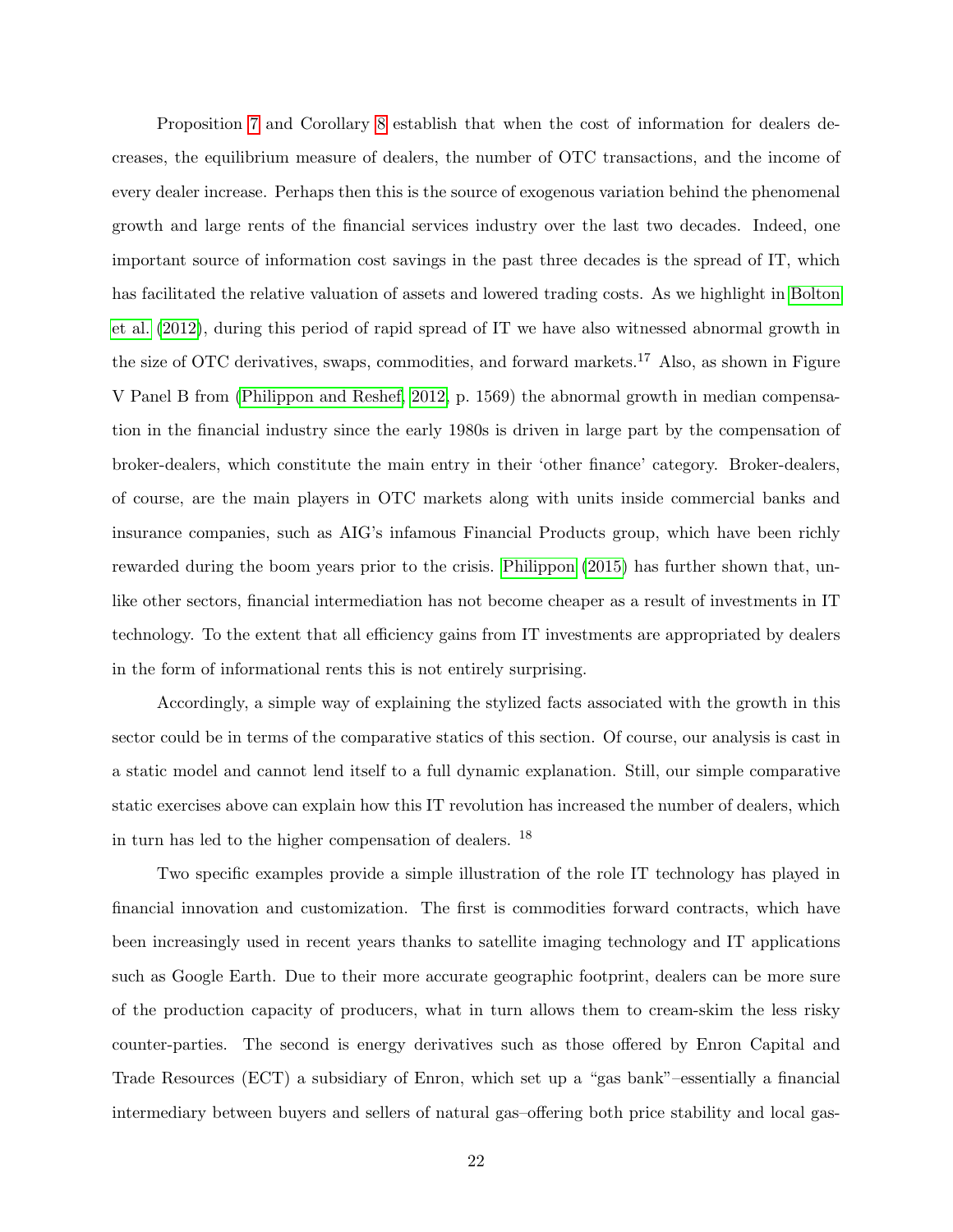Proposition 7 and Corollary 8 establish that when the cost of information for dealers decreases, the equilibrium measure of dealers, the number of OTC transactions, and the income of every dealer increase. Perhaps then this is the source of exogenous variation behind the phenomenal growth and large rents of the financial services industry over the last two decades. Indeed, one important source of information cost savings in the past three decades is the spread of IT, which has facilitated the relative valuation of assets and lowered trading costs. As we highlight in Bolton et al. (2012), during this period of rapid spread of IT we have also witnessed abnormal growth in the size of OTC derivatives, swaps, commodities, and forward markets.[17] Also, as shown in Figure V Panel B from (Philippon and Reshef, 2012, p. 1569) the abnormal growth in median compensation in the financial industry since the early 1980s is driven in large part by the compensation of broker-dealers, which constitute the main entry in their 'other finance' category. Broker-dealers, of course, are the main players in OTC markets along with units inside commercial banks and insurance companies, such as AIG's infamous Financial Products group, which have been richly rewarded during the boom years prior to the crisis. Philippon (2015) has further shown that, unlike other sectors, financial intermediation has not become cheaper as a result of investments in IT technology. To the extent that all efficiency gains from IT investments are appropriated by dealers in the form of informational rents this is not entirely surprising.

Accordingly, a simple way of explaining the stylized facts associated with the growth in this sector could be in terms of the comparative statics of this section. Of course, our analysis is cast in a static model and cannot lend itself to a full dynamic explanation. Still, our simple comparative static exercises above can explain how this IT revolution has increased the number of dealers, which in turn has led to the higher compensation of dealers. [18]

Two specific examples provide a simple illustration of the role IT technology has played in financial innovation and customization. The first is commodities forward contracts, which have been increasingly used in recent years thanks to satellite imaging technology and IT applications such as Google Earth. Due to their more accurate geographic footprint, dealers can be more sure of the production capacity of producers, what in turn allows them to cream-skim the less risky counter-parties. The second is energy derivatives such as those offered by Enron Capital and Trade Resources (ECT) a subsidiary of Enron, which set up a "gas bank"–essentially a financial intermediary between buyers and sellers of natural gas–offering both price stability and local gas-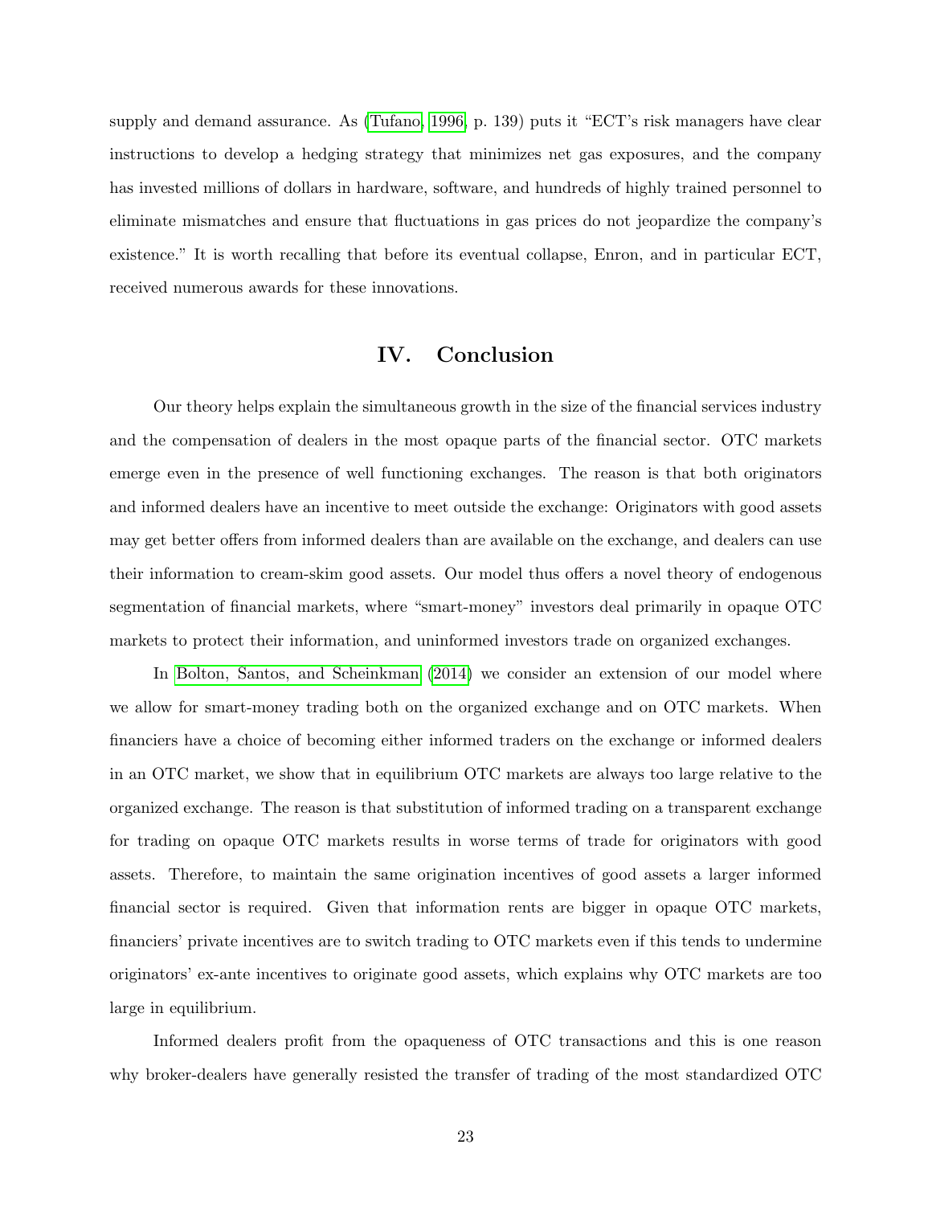supply and demand assurance. As (Tufano, 1996, p. 139) puts it "ECT's risk managers have clear instructions to develop a hedging strategy that minimizes net gas exposures, and the company has invested millions of dollars in hardware, software, and hundreds of highly trained personnel to eliminate mismatches and ensure that fluctuations in gas prices do not jeopardize the company's existence." It is worth recalling that before its eventual collapse, Enron, and in particular ECT, received numerous awards for these innovations.

## IV. Conclusion

Our theory helps explain the simultaneous growth in the size of the financial services industry and the compensation of dealers in the most opaque parts of the financial sector. OTC markets emerge even in the presence of well functioning exchanges. The reason is that both originators and informed dealers have an incentive to meet outside the exchange: Originators with good assets may get better offers from informed dealers than are available on the exchange, and dealers can use their information to cream-skim good assets. Our model thus offers a novel theory of endogenous segmentation of financial markets, where "smart-money" investors deal primarily in opaque OTC markets to protect their information, and uninformed investors trade on organized exchanges.

In Bolton, Santos, and Scheinkman (2014) we consider an extension of our model where we allow for smart-money trading both on the organized exchange and on OTC markets. When financiers have a choice of becoming either informed traders on the exchange or informed dealers in an OTC market, we show that in equilibrium OTC markets are always too large relative to the organized exchange. The reason is that substitution of informed trading on a transparent exchange for trading on opaque OTC markets results in worse terms of trade for originators with good assets. Therefore, to maintain the same origination incentives of good assets a larger informed financial sector is required. Given that information rents are bigger in opaque OTC markets, financiers' private incentives are to switch trading to OTC markets even if this tends to undermine originators' ex-ante incentives to originate good assets, which explains why OTC markets are too large in equilibrium.

Informed dealers profit from the opaqueness of OTC transactions and this is one reason why broker-dealers have generally resisted the transfer of trading of the most standardized OTC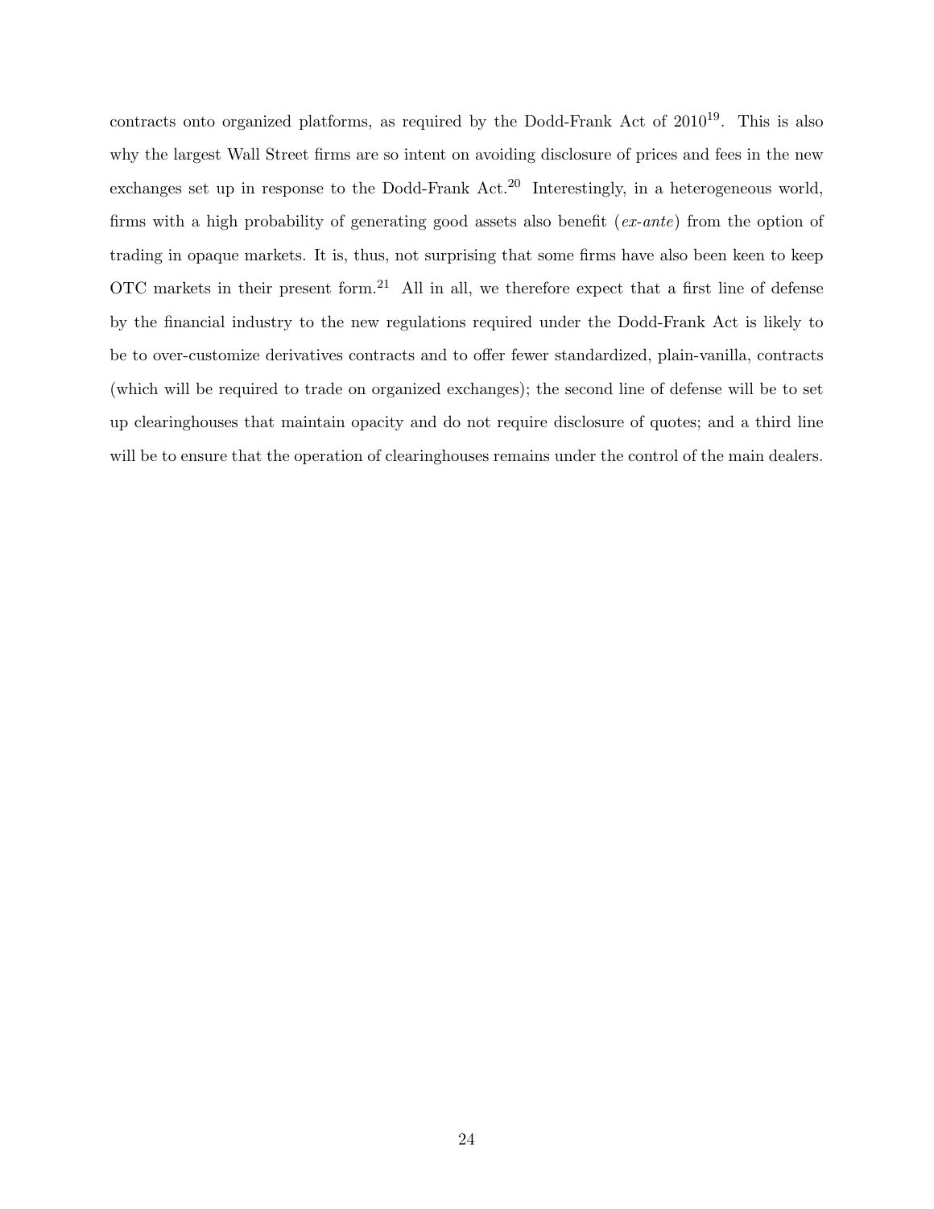contracts onto organized platforms, as required by the Dodd-Frank Act of 2010[19]. This is also why the largest Wall Street firms are so intent on avoiding disclosure of prices and fees in the new exchanges set up in response to the Dodd-Frank Act.[20] Interestingly, in a heterogeneous world, firms with a high probability of generating good assets also benefit (*ex-ante*) from the option of trading in opaque markets. It is, thus, not surprising that some firms have also been keen to keep OTC markets in their present form.[21] All in all, we therefore expect that a first line of defense by the financial industry to the new regulations required under the Dodd-Frank Act is likely to be to over-customize derivatives contracts and to offer fewer standardized, plain-vanilla, contracts (which will be required to trade on organized exchanges); the second line of defense will be to set up clearinghouses that maintain opacity and do not require disclosure of quotes; and a third line will be to ensure that the operation of clearinghouses remains under the control of the main dealers.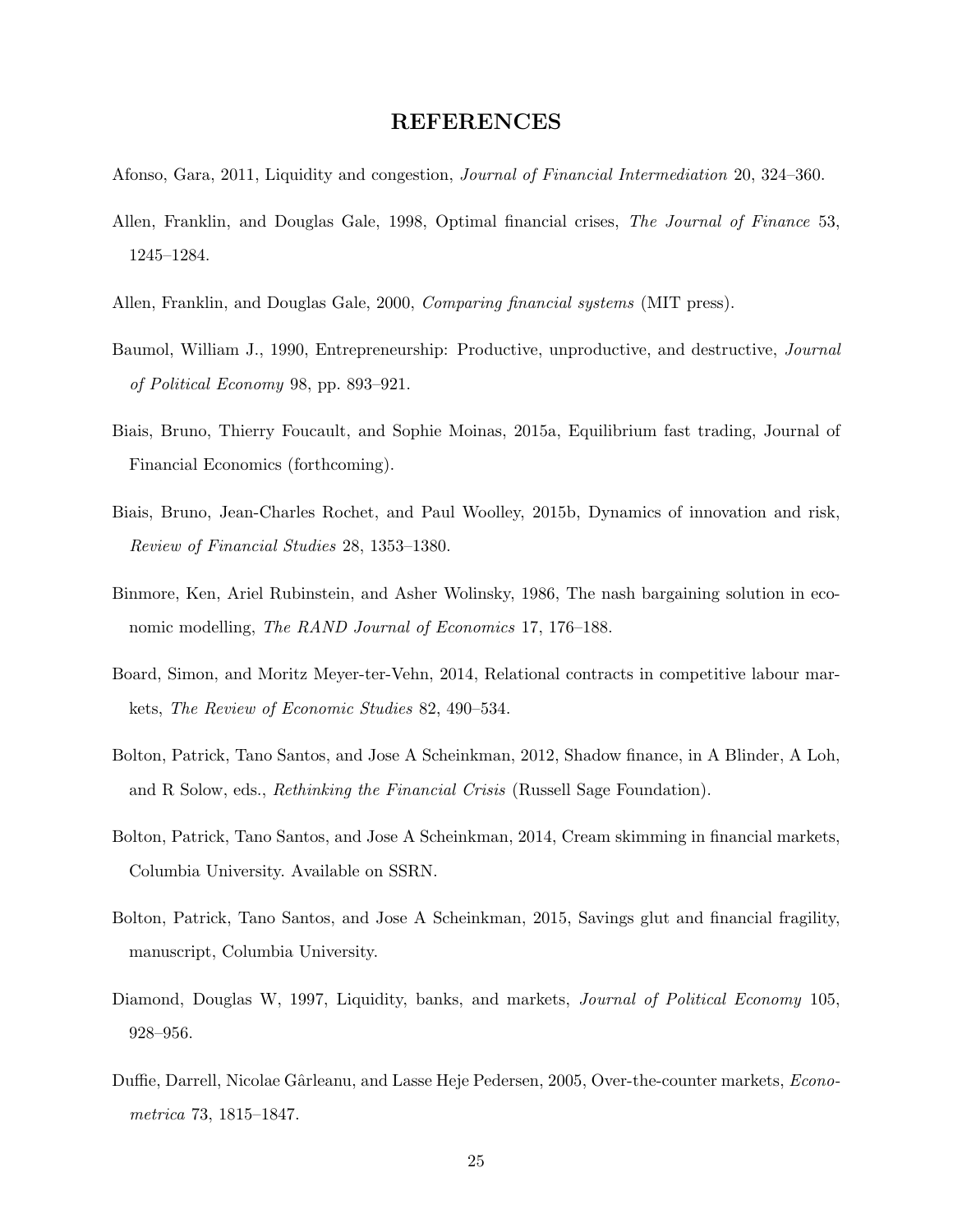# REFERENCES

Afonso, Gara, 2011, Liquidity and congestion, *Journal of Financial Intermediation* 20, 324–360.

Allen, Franklin, and Douglas Gale, 1998, Optimal financial crises, *The Journal of Finance* 53, 1245–1284.

Allen, Franklin, and Douglas Gale, 2000, *Comparing financial systems* (MIT press).

Baumol, William J., 1990, Entrepreneurship: Productive, unproductive, and destructive, *Journal of Political Economy* 98, pp. 893–921.

Biais, Bruno, Thierry Foucault, and Sophie Moinas, 2015a, Equilibrium fast trading, Journal of Financial Economics (forthcoming).

Biais, Bruno, Jean-Charles Rochet, and Paul Woolley, 2015b, Dynamics of innovation and risk, *Review of Financial Studies* 28, 1353–1380.

Binmore, Ken, Ariel Rubinstein, and Asher Wolinsky, 1986, The nash bargaining solution in economic modelling, *The RAND Journal of Economics* 17, 176–188.

Board, Simon, and Moritz Meyer-ter-Vehn, 2014, Relational contracts in competitive labour markets, *The Review of Economic Studies* 82, 490–534.

Bolton, Patrick, Tano Santos, and Jose A Scheinkman, 2012, Shadow finance, in A Blinder, A Loh, and R Solow, eds., *Rethinking the Financial Crisis* (Russell Sage Foundation).

Bolton, Patrick, Tano Santos, and Jose A Scheinkman, 2014, Cream skimming in financial markets, Columbia University. Available on SSRN.

Bolton, Patrick, Tano Santos, and Jose A Scheinkman, 2015, Savings glut and financial fragility, manuscript, Columbia University.

Diamond, Douglas W, 1997, Liquidity, banks, and markets, *Journal of Political Economy* 105, 928–956.

Duffie, Darrell, Nicolae Gârleanu, and Lasse Heje Pedersen, 2005, Over-the-counter markets, *Econometrica* 73, 1815–1847.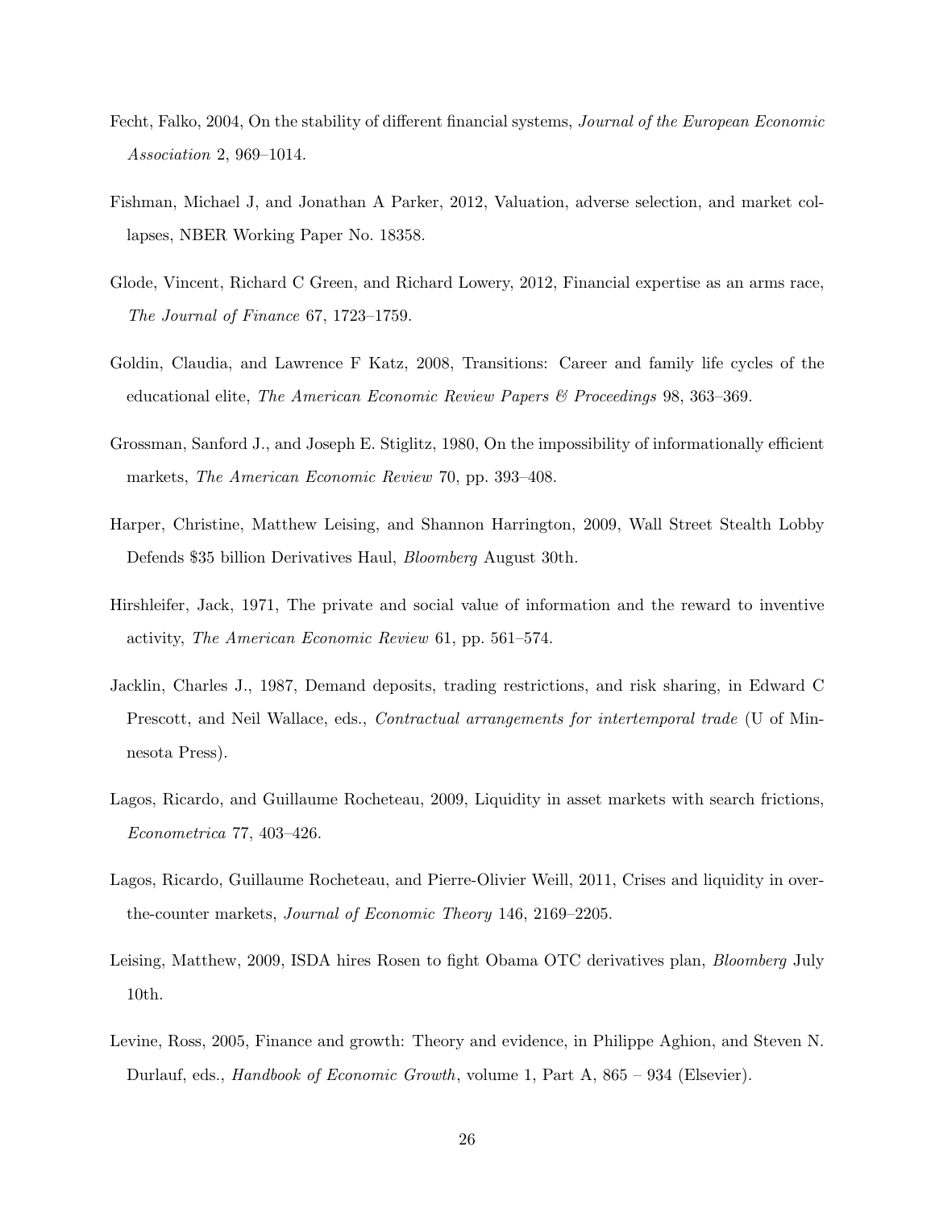Fecht, Falko, 2004, On the stability of different financial systems, *Journal of the European Economic Association* 2, 969–1014.

Fishman, Michael J, and Jonathan A Parker, 2012, Valuation, adverse selection, and market collapses, NBER Working Paper No. 18358.

Glode, Vincent, Richard C Green, and Richard Lowery, 2012, Financial expertise as an arms race, *The Journal of Finance* 67, 1723–1759.

Goldin, Claudia, and Lawrence F Katz, 2008, Transitions: Career and family life cycles of the educational elite, *The American Economic Review Papers & Proceedings* 98, 363–369.

Grossman, Sanford J., and Joseph E. Stiglitz, 1980, On the impossibility of informationally efficient markets, *The American Economic Review* 70, pp. 393–408.

Harper, Christine, Matthew Leising, and Shannon Harrington, 2009, Wall Street Stealth Lobby Defends $35 billion Derivatives Haul, *Bloomberg* August 30th.

Hirshleifer, Jack, 1971, The private and social value of information and the reward to inventive activity, *The American Economic Review* 61, pp. 561–574.

Jacklin, Charles J., 1987, Demand deposits, trading restrictions, and risk sharing, in Edward C Prescott, and Neil Wallace, eds., *Contractual arrangements for intertemporal trade* (U of Minnesota Press).

Lagos, Ricardo, and Guillaume Rocheteau, 2009, Liquidity in asset markets with search frictions, *Econometrica* 77, 403–426.

Lagos, Ricardo, Guillaume Rocheteau, and Pierre-Olivier Weill, 2011, Crises and liquidity in over-the-counter markets, *Journal of Economic Theory* 146, 2169–2205.

Leising, Matthew, 2009, ISDA hires Rosen to fight Obama OTC derivatives plan, *Bloomberg* July 10th.

Levine, Ross, 2005, Finance and growth: Theory and evidence, in Philippe Aghion, and Steven N. Durlauf, eds., *Handbook of Economic Growth*, volume 1, Part A, 865 – 934 (Elsevier).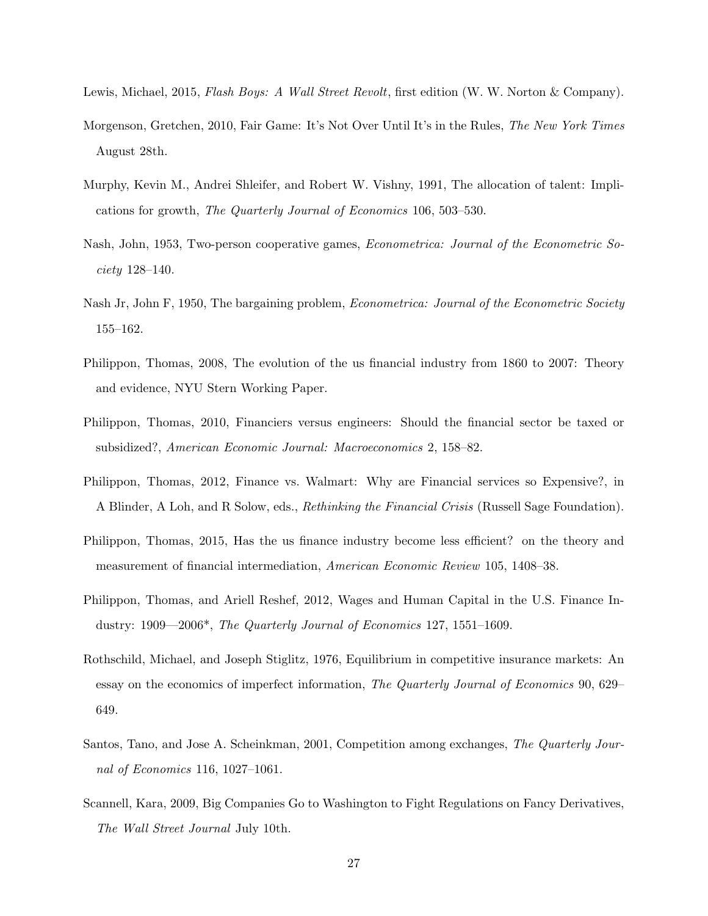Lewis, Michael, 2015, *Flash Boys: A Wall Street Revolt*, first edition (W. W. Norton & Company).

Morgenson, Gretchen, 2010, Fair Game: It's Not Over Until It's in the Rules, *The New York Times* August 28th.

Murphy, Kevin M., Andrei Shleifer, and Robert W. Vishny, 1991, The allocation of talent: Implications for growth, *The Quarterly Journal of Economics* 106, 503–530.

Nash, John, 1953, Two-person cooperative games, *Econometrica: Journal of the Econometric Society* 128–140.

Nash Jr, John F, 1950, The bargaining problem, *Econometrica: Journal of the Econometric Society* 155–162.

Philippon, Thomas, 2008, The evolution of the us financial industry from 1860 to 2007: Theory and evidence, NYU Stern Working Paper.

Philippon, Thomas, 2010, Financiers versus engineers: Should the financial sector be taxed or subsidized?, *American Economic Journal: Macroeconomics* 2, 158–82.

Philippon, Thomas, 2012, Finance vs. Walmart: Why are Financial services so Expensive?, in A Blinder, A Loh, and R Solow, eds., *Rethinking the Financial Crisis* (Russell Sage Foundation).

Philippon, Thomas, 2015, Has the us finance industry become less efficient? on the theory and measurement of financial intermediation, *American Economic Review* 105, 1408–38.

Philippon, Thomas, and Ariell Reshef, 2012, Wages and Human Capital in the U.S. Finance Industry: 1909—2006*, *The Quarterly Journal of Economics* 127, 1551–1609.

Rothschild, Michael, and Joseph Stiglitz, 1976, Equilibrium in competitive insurance markets: An essay on the economics of imperfect information, *The Quarterly Journal of Economics* 90, 629–649.

Santos, Tano, and Jose A. Scheinkman, 2001, Competition among exchanges, *The Quarterly Journal of Economics* 116, 1027–1061.

Scannell, Kara, 2009, Big Companies Go to Washington to Fight Regulations on Fancy Derivatives, *The Wall Street Journal* July 10th.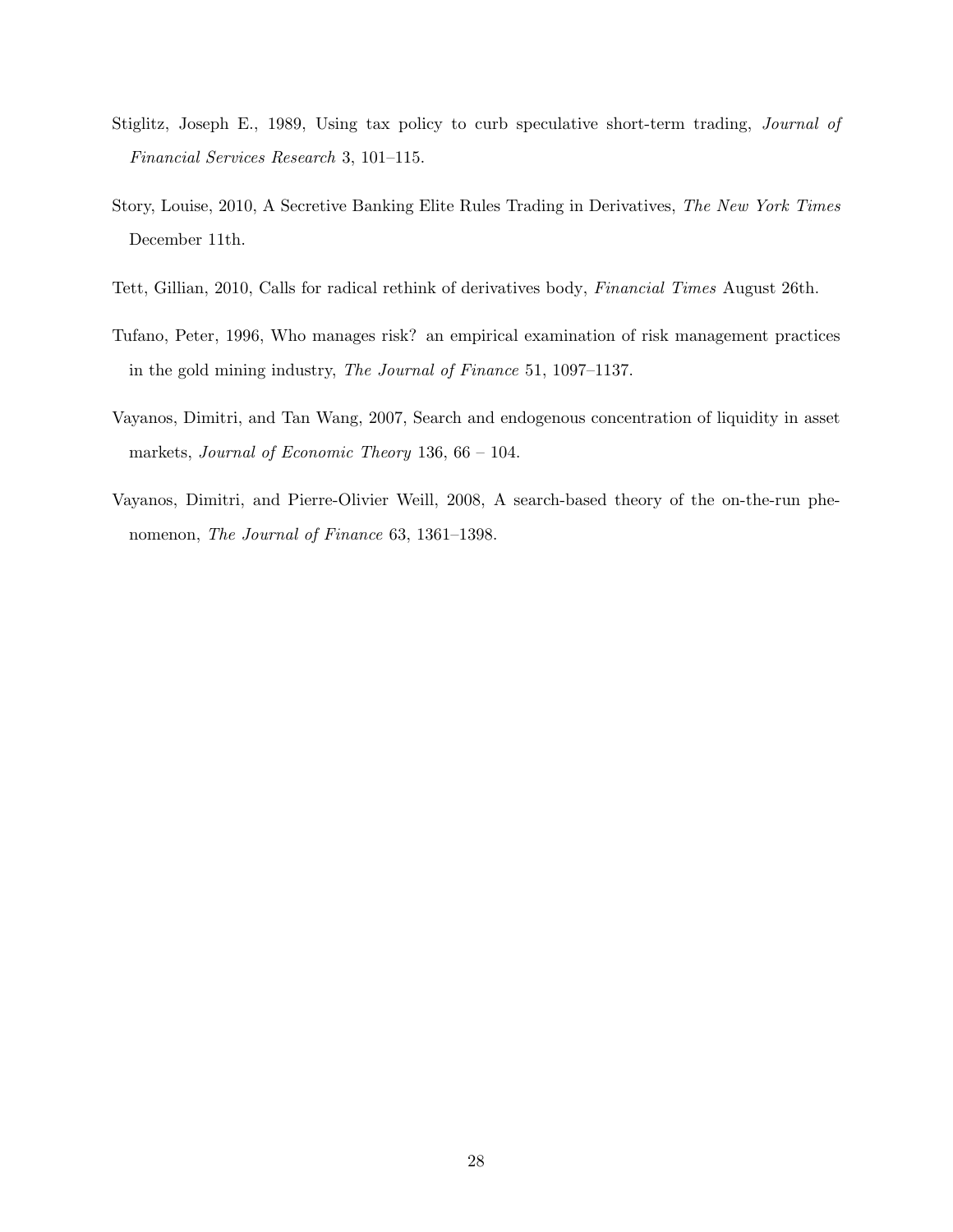Stiglitz, Joseph E., 1989, Using tax policy to curb speculative short-term trading, *Journal of Financial Services Research* 3, 101–115.

Story, Louise, 2010, A Secretive Banking Elite Rules Trading in Derivatives, *The New York Times* December 11th.

Tett, Gillian, 2010, Calls for radical rethink of derivatives body, *Financial Times* August 26th.

Tufano, Peter, 1996, Who manages risk? an empirical examination of risk management practices in the gold mining industry, *The Journal of Finance* 51, 1097–1137.

Vayanos, Dimitri, and Tan Wang, 2007, Search and endogenous concentration of liquidity in asset markets, *Journal of Economic Theory* 136, 66 – 104.

Vayanos, Dimitri, and Pierre-Olivier Weill, 2008, A search-based theory of the on-the-run phenomenon, *The Journal of Finance* 63, 1361–1398.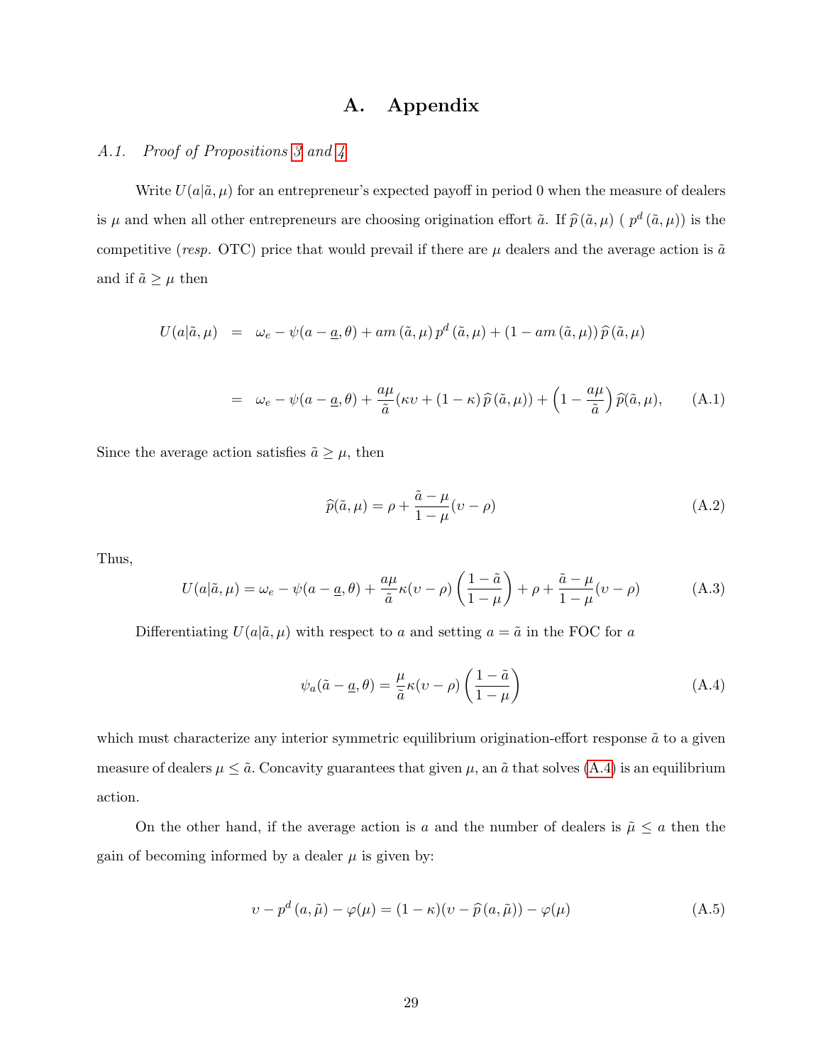# A. Appendix

## *A.1. Proof of Propositions 3 and 4*

Write $U(a|\tilde{a}, \mu)$ for an entrepreneur's expected payoff in period 0 when the measure of dealers is $\mu$ and when all other entrepreneurs are choosing origination effort $\tilde{a}$. If $\widehat{p}\,(\tilde{a}, \mu)$ ( $p^d\,(\tilde{a}, \mu)$) is the competitive (*resp.* OTC) price that would prevail if there are $\mu$ dealers and the average action is $\tilde{a}$ and if $\tilde{a} \geq \mu$ then

$$
\begin{aligned}
U(a|\tilde{a}, \mu) &= \omega_e - \psi(a - \underline{a}, \theta) + am\,(\tilde{a}, \mu)\, p^d\,(\tilde{a}, \mu) + (1 - am\,(\tilde{a}, \mu))\,\widehat{p}\,(\tilde{a}, \mu) \\
&= \omega_e - \psi(a - \underline{a}, \theta) + \frac{a\mu}{\tilde{a}}(\kappa\upsilon + (1-\kappa)\,\widehat{p}\,(\tilde{a}, \mu)) + \left(1 - \frac{a\mu}{\tilde{a}}\right)\widehat{p}(\tilde{a}, \mu), \qquad \text{(A.1)}
\end{aligned}
$$

Since the average action satisfies $\tilde{a} \geq \mu$, then

$$
\widehat{p}(\tilde{a}, \mu) = \rho + \frac{\tilde{a} - \mu}{1 - \mu}(\upsilon - \rho) \tag{A.2}
$$

Thus,

$$
U(a|\tilde{a}, \mu) = \omega_e - \psi(a - \underline{a}, \theta) + \frac{a\mu}{\tilde{a}}\kappa(\upsilon - \rho)\left(\frac{1 - \tilde{a}}{1 - \mu}\right) + \rho + \frac{\tilde{a} - \mu}{1 - \mu}(\upsilon - \rho) \tag{A.3}
$$

Differentiating $U(a|\tilde{a}, \mu)$ with respect to $a$ and setting $a = \tilde{a}$ in the FOC for $a$

$$
\psi_a(\tilde{a} - \underline{a}, \theta) = \frac{\mu}{\tilde{a}}\kappa(\upsilon - \rho)\left(\frac{1 - \tilde{a}}{1 - \mu}\right) \tag{A.4}
$$

which must characterize any interior symmetric equilibrium origination-effort response $\tilde{a}$ to a given measure of dealers $\mu \leq \tilde{a}$. Concavity guarantees that given $\mu$, an $\tilde{a}$ that solves (A.4) is an equilibrium action.

On the other hand, if the average action is $a$ and the number of dealers is $\tilde{\mu} \leq a$ then the gain of becoming informed by a dealer $\mu$ is given by:

$$
\upsilon - p^d\,(a, \tilde{\mu}) - \varphi(\mu) = (1 - \kappa)(\upsilon - \widehat{p}\,(a, \tilde{\mu})) - \varphi(\mu) \tag{A.5}
$$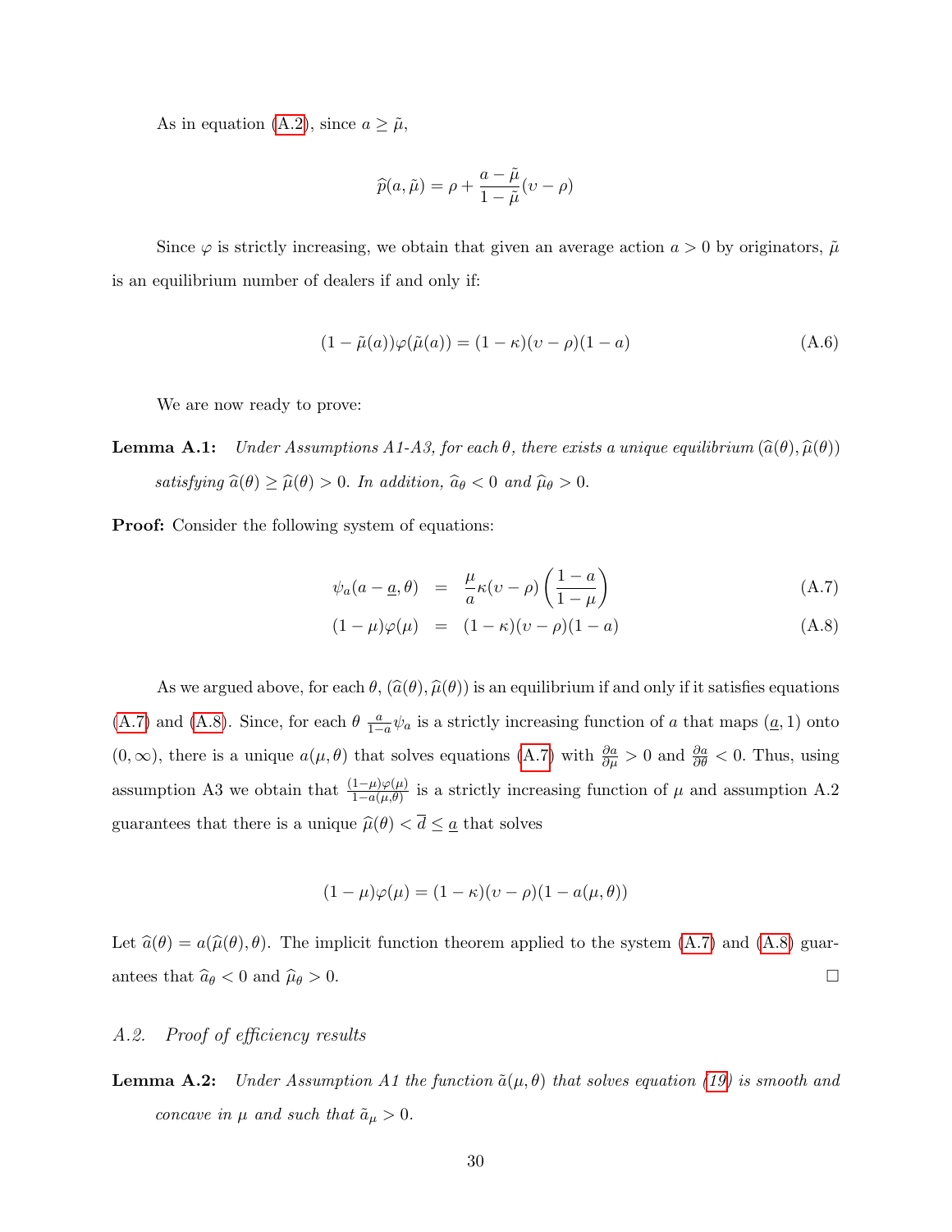As in equation (A.2), since $a \geq \tilde{\mu}$,

$$\widehat{p}(a, \tilde{\mu}) = \rho + \frac{a - \tilde{\mu}}{1 - \tilde{\mu}}(\upsilon - \rho)$$

Since $\varphi$ is strictly increasing, we obtain that given an average action $a > 0$ by originators, $\tilde{\mu}$ is an equilibrium number of dealers if and only if:

$$(1 - \tilde{\mu}(a))\varphi(\tilde{\mu}(a)) = (1 - \kappa)(\upsilon - \rho)(1 - a) \tag{A.6}$$

We are now ready to prove:

**Lemma A.1:** *Under Assumptions A1-A3, for each $\theta$, there exists a unique equilibrium $(\widehat{a}(\theta), \widehat{\mu}(\theta))$ satisfying $\widehat{a}(\theta) \geq \widehat{\mu}(\theta) > 0$. In addition, $\widehat{a}_\theta < 0$ and $\widehat{\mu}_\theta > 0$.*

**Proof:** Consider the following system of equations:

$$\psi_a(a - \underline{a}, \theta) = \frac{\mu}{a}\kappa(\upsilon - \rho)\left(\frac{1 - a}{1 - \mu}\right) \tag{A.7}$$

$$(1 - \mu)\varphi(\mu) = (1 - \kappa)(\upsilon - \rho)(1 - a) \tag{A.8}$$

As we argued above, for each $\theta$, $(\widehat{a}(\theta), \widehat{\mu}(\theta))$ is an equilibrium if and only if it satisfies equations (A.7) and (A.8). Since, for each $\theta$ $\frac{a}{1-a}\psi_a$ is a strictly increasing function of $a$ that maps $(\underline{a}, 1)$ onto $(0, \infty)$, there is a unique $a(\mu, \theta)$ that solves equations (A.7) with $\frac{\partial a}{\partial \mu} > 0$ and $\frac{\partial a}{\partial \theta} < 0$. Thus, using assumption A3 we obtain that $\frac{(1-\mu)\varphi(\mu)}{1-a(\mu,\theta)}$ is a strictly increasing function of $\mu$ and assumption A.2 guarantees that there is a unique $\widehat{\mu}(\theta) < \overline{d} \leq \underline{a}$ that solves

$$(1 - \mu)\varphi(\mu) = (1 - \kappa)(\upsilon - \rho)(1 - a(\mu, \theta))$$

Let $\widehat{a}(\theta) = a(\widehat{\mu}(\theta), \theta)$. The implicit function theorem applied to the system (A.7) and (A.8) guarantees that $\widehat{a}_\theta < 0$ and $\widehat{\mu}_\theta > 0$. □

### *A.2. Proof of efficiency results*

**Lemma A.2:** *Under Assumption A1 the function $\tilde{a}(\mu, \theta)$ that solves equation (19) is smooth and concave in $\mu$ and such that $\tilde{a}_\mu > 0$.*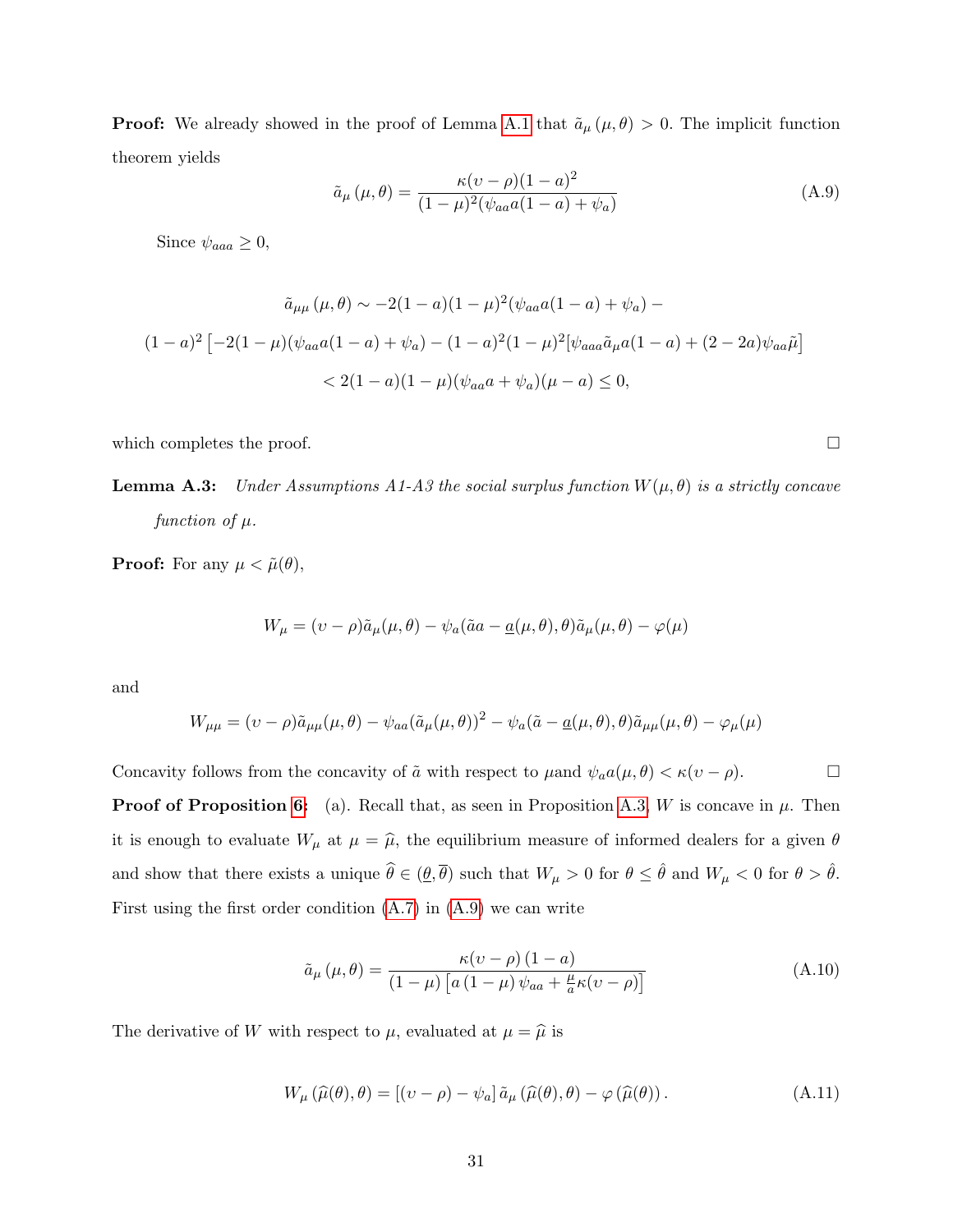**Proof:** We already showed in the proof of Lemma A.1 that $\tilde{a}_\mu(\mu,\theta) > 0$. The implicit function theorem yields

$$\tilde{a}_\mu(\mu,\theta) = \frac{\kappa(\upsilon-\rho)(1-a)^2}{(1-\mu)^2(\psi_{aa}a(1-a)+\psi_a)} \tag{A.9}$$

Since $\psi_{aaa} \geq 0$,

$$\tilde{a}_{\mu\mu}(\mu,\theta) \sim -2(1-a)(1-\mu)^2(\psi_{aa}a(1-a)+\psi_a) -$$

$$(1-a)^2\left[-2(1-\mu)(\psi_{aa}a(1-a)+\psi_a) - (1-a)^2(1-\mu)^2[\psi_{aaa}\tilde{a}_\mu a(1-a) + (2-2a)\psi_{aa}\tilde{\mu}\right]$$

$$< 2(1-a)(1-\mu)(\psi_{aa}a+\psi_a)(\mu-a) \leq 0,$$

which completes the proof. $\square$

**Lemma A.3:** *Under Assumptions A1-A3 the social surplus function $W(\mu,\theta)$ is a strictly concave function of $\mu$.*

**Proof:** For any $\mu < \tilde{\mu}(\theta)$,

$$W_\mu = (\upsilon-\rho)\tilde{a}_\mu(\mu,\theta) - \psi_a(\tilde{a}a - \underline{a}(\mu,\theta),\theta)\tilde{a}_\mu(\mu,\theta) - \varphi(\mu)$$

and

$$W_{\mu\mu} = (\upsilon-\rho)\tilde{a}_{\mu\mu}(\mu,\theta) - \psi_{aa}(\tilde{a}_\mu(\mu,\theta))^2 - \psi_a(\tilde{a} - \underline{a}(\mu,\theta),\theta)\tilde{a}_{\mu\mu}(\mu,\theta) - \varphi_\mu(\mu)$$

Concavity follows from the concavity of $\tilde{a}$ with respect to $\mu$and $\psi_a a(\mu,\theta) < \kappa(\upsilon-\rho)$. $\square$

**Proof of Proposition 6:** (a). Recall that, as seen in Proposition A.3, $W$ is concave in $\mu$. Then it is enough to evaluate $W_\mu$ at $\mu = \widehat{\mu}$, the equilibrium measure of informed dealers for a given $\theta$ and show that there exists a unique $\widehat{\theta} \in (\underline{\theta},\overline{\theta})$ such that $W_\mu > 0$ for $\theta \leq \hat{\theta}$ and $W_\mu < 0$ for $\theta > \hat{\theta}$. First using the first order condition (A.7) in (A.9) we can write

$$\tilde{a}_\mu(\mu,\theta) = \frac{\kappa(\upsilon-\rho)(1-a)}{(1-\mu)\left[a(1-\mu)\psi_{aa} + \frac{\mu}{a}\kappa(\upsilon-\rho)\right]} \tag{A.10}$$

The derivative of $W$ with respect to $\mu$, evaluated at $\mu = \widehat{\mu}$ is

$$W_\mu(\widehat{\mu}(\theta),\theta) = [(\upsilon-\rho) - \psi_a]\,\tilde{a}_\mu(\widehat{\mu}(\theta),\theta) - \varphi(\widehat{\mu}(\theta)). \tag{A.11}$$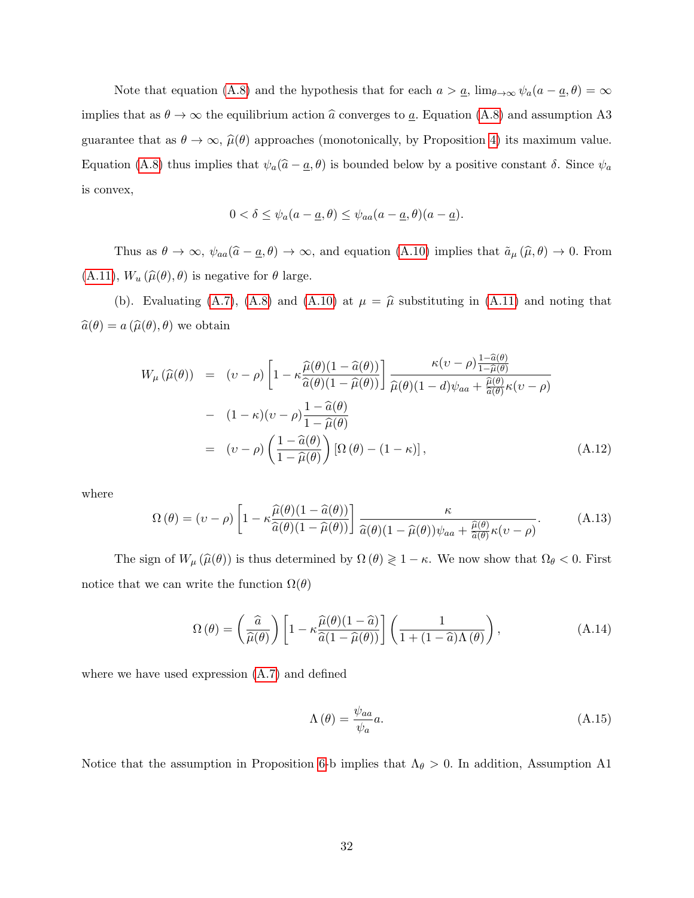Note that equation (A.8) and the hypothesis that for each $a > \underline{a}$, $\lim_{\theta\to\infty} \psi_a(a - \underline{a}, \theta) = \infty$ implies that as $\theta \to \infty$ the equilibrium action $\widehat{a}$ converges to $\underline{a}$. Equation (A.8) and assumption A3 guarantee that as $\theta \to \infty$, $\widehat{\mu}(\theta)$ approaches (monotonically, by Proposition 4) its maximum value. Equation (A.8) thus implies that $\psi_a(\widehat{a} - \underline{a}, \theta)$ is bounded below by a positive constant $\delta$. Since $\psi_a$ is convex,

$$0 < \delta \leq \psi_a(a - \underline{a}, \theta) \leq \psi_{aa}(a - \underline{a}, \theta)(a - \underline{a}).$$

Thus as $\theta \to \infty$, $\psi_{aa}(\widehat{a} - \underline{a}, \theta) \to \infty$, and equation (A.10) implies that $\tilde{a}_\mu(\widehat{\mu}, \theta) \to 0$. From (A.11), $W_u(\widehat{\mu}(\theta), \theta)$ is negative for $\theta$ large.

(b). Evaluating (A.7), (A.8) and (A.10) at $\mu = \widehat{\mu}$ substituting in (A.11) and noting that $\widehat{a}(\theta) = a(\widehat{\mu}(\theta), \theta)$ we obtain

$$
\begin{aligned}
W_\mu(\widehat{\mu}(\theta)) &= (\upsilon - \rho)\left[1 - \kappa\frac{\widehat{\mu}(\theta)(1-\widehat{a}(\theta))}{\widehat{a}(\theta)(1-\widehat{\mu}(\theta))}\right]\frac{\kappa(\upsilon-\rho)\frac{1-\widehat{a}(\theta)}{1-\widehat{\mu}(\theta)}}{\widehat{\mu}(\theta)(1-d)\psi_{aa} + \frac{\widehat{\mu}(\theta)}{\widehat{a}(\theta)}\kappa(\upsilon-\rho)} \\
&- (1-\kappa)(\upsilon-\rho)\frac{1-\widehat{a}(\theta)}{1-\widehat{\mu}(\theta)} \\
&= (\upsilon-\rho)\left(\frac{1-\widehat{a}(\theta)}{1-\widehat{\mu}(\theta)}\right)\left[\Omega(\theta) - (1-\kappa)\right],
\end{aligned}
\tag{A.12}
$$

where

$$\Omega(\theta) = (\upsilon - \rho)\left[1 - \kappa\frac{\widehat{\mu}(\theta)(1-\widehat{a}(\theta))}{\widehat{a}(\theta)(1-\widehat{\mu}(\theta))}\right]\frac{\kappa}{\widehat{a}(\theta)(1-\widehat{\mu}(\theta))\psi_{aa} + \frac{\widehat{\mu}(\theta)}{\widehat{a}(\theta)}\kappa(\upsilon-\rho)}. \tag{A.13}$$

The sign of $W_\mu(\widehat{\mu}(\theta))$ is thus determined by $\Omega(\theta) \gtrless 1-\kappa$. We now show that $\Omega_\theta < 0$. First notice that we can write the function $\Omega(\theta)$

$$\Omega(\theta) = \left(\frac{\widehat{a}}{\widehat{\mu}(\theta)}\right)\left[1 - \kappa\frac{\widehat{\mu}(\theta)(1-\widehat{a})}{\widehat{a}(1-\widehat{\mu}(\theta))}\right]\left(\frac{1}{1+(1-\widehat{a})\Lambda(\theta)}\right), \tag{A.14}$$

where we have used expression (A.7) and defined

$$\Lambda(\theta) = \frac{\psi_{aa}}{\psi_a}a. \tag{A.15}$$

Notice that the assumption in Proposition 6-b implies that $\Lambda_\theta > 0$. In addition, Assumption A1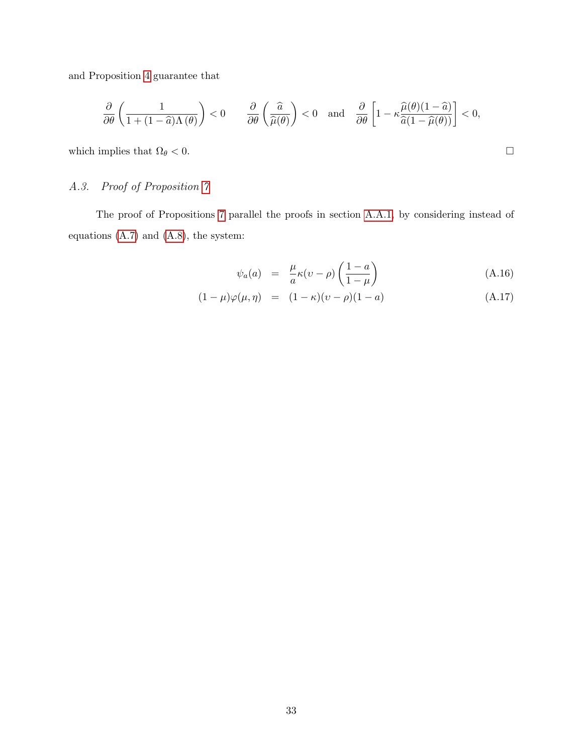and Proposition 4 guarantee that

$$\frac{\partial}{\partial \theta}\left(\frac{1}{1+(1-\widehat{a})\Lambda\left(\theta\right)}\right)<0 \qquad \frac{\partial}{\partial \theta}\left(\frac{\widehat{a}}{\widehat{\mu}(\theta)}\right)<0 \quad \text{and} \quad \frac{\partial}{\partial \theta}\left[1-\kappa\frac{\widehat{\mu}(\theta)(1-\widehat{a})}{\widehat{a}(1-\widehat{\mu}(\theta))}\right]<0,$$

which implies that $\Omega_\theta < 0$. □

### *A.3. Proof of Proposition 7*

The proof of Propositions 7 parallel the proofs in section A.A.1, by considering instead of equations (A.7) and (A.8), the system:

$$\psi_a(a) = \frac{\mu}{a}\kappa(\upsilon-\rho)\left(\frac{1-a}{1-\mu}\right) \tag{A.16}$$

$$(1-\mu)\varphi(\mu,\eta) = (1-\kappa)(\upsilon-\rho)(1-a) \tag{A.17}$$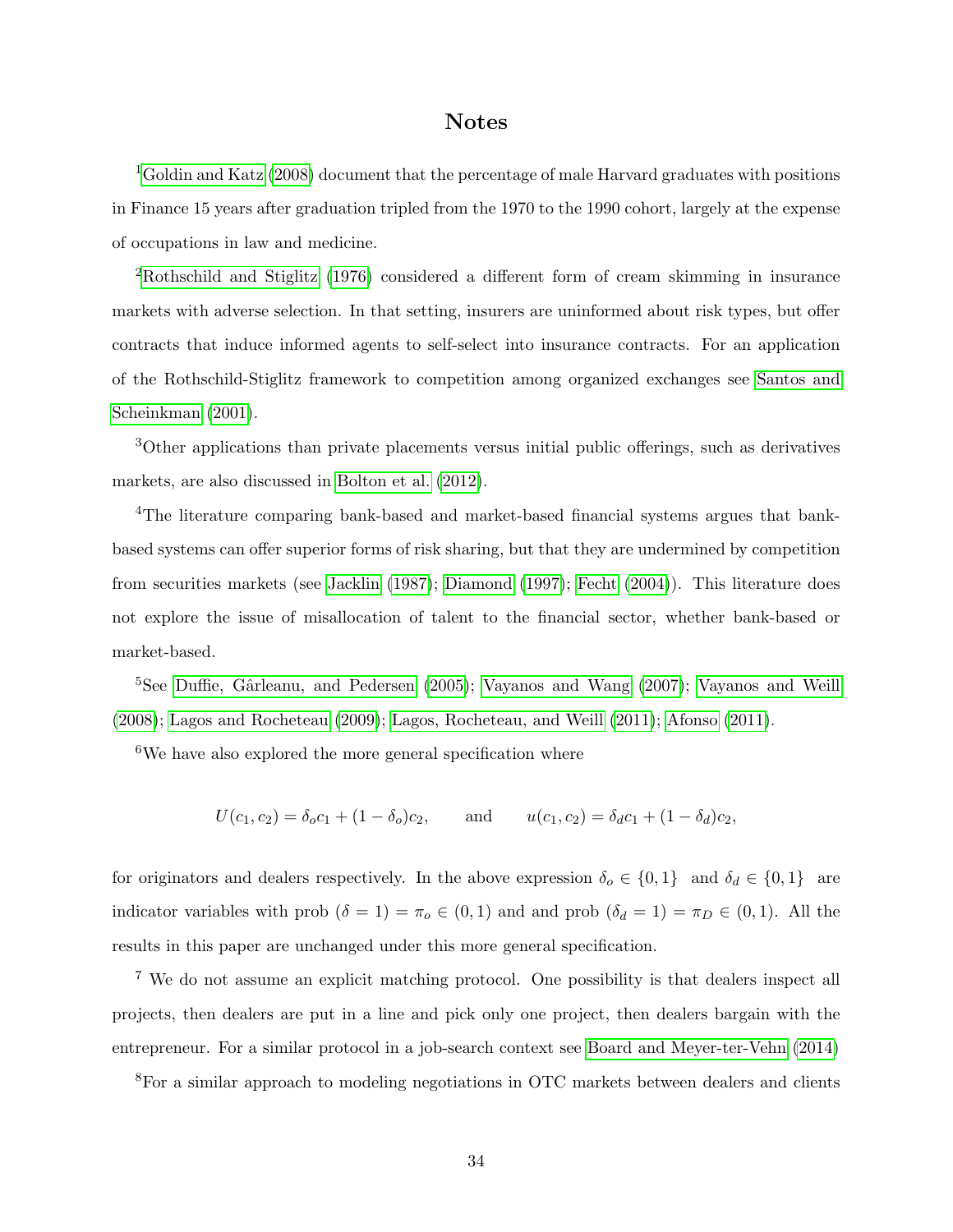# Notes

[1]Goldin and Katz (2008) document that the percentage of male Harvard graduates with positions in Finance 15 years after graduation tripled from the 1970 to the 1990 cohort, largely at the expense of occupations in law and medicine.

[2]Rothschild and Stiglitz (1976) considered a different form of cream skimming in insurance markets with adverse selection. In that setting, insurers are uninformed about risk types, but offer contracts that induce informed agents to self-select into insurance contracts. For an application of the Rothschild-Stiglitz framework to competition among organized exchanges see Santos and Scheinkman (2001).

[3]Other applications than private placements versus initial public offerings, such as derivatives markets, are also discussed in Bolton et al. (2012).

[4]The literature comparing bank-based and market-based financial systems argues that bank-based systems can offer superior forms of risk sharing, but that they are undermined by competition from securities markets (see Jacklin (1987); Diamond (1997); Fecht (2004)). This literature does not explore the issue of misallocation of talent to the financial sector, whether bank-based or market-based.

[5]See Duffie, Gârleanu, and Pedersen (2005); Vayanos and Wang (2007); Vayanos and Weill (2008); Lagos and Rocheteau (2009); Lagos, Rocheteau, and Weill (2011); Afonso (2011).

[6]We have also explored the more general specification where

$$U(c_1, c_2) = \delta_o c_1 + (1 - \delta_o) c_2, \qquad \text{and} \qquad u(c_1, c_2) = \delta_d c_1 + (1 - \delta_d) c_2,$$

for originators and dealers respectively. In the above expression $\delta_o \in \{0, 1\}$ and $\delta_d \in \{0, 1\}$ are indicator variables with prob $(\delta = 1) = \pi_o \in (0, 1)$ and and prob $(\delta_d = 1) = \pi_D \in (0, 1)$. All the results in this paper are unchanged under this more general specification.

[7] We do not assume an explicit matching protocol. One possibility is that dealers inspect all projects, then dealers are put in a line and pick only one project, then dealers bargain with the entrepreneur. For a similar protocol in a job-search context see Board and Meyer-ter-Vehn (2014)

[8]For a similar approach to modeling negotiations in OTC markets between dealers and clients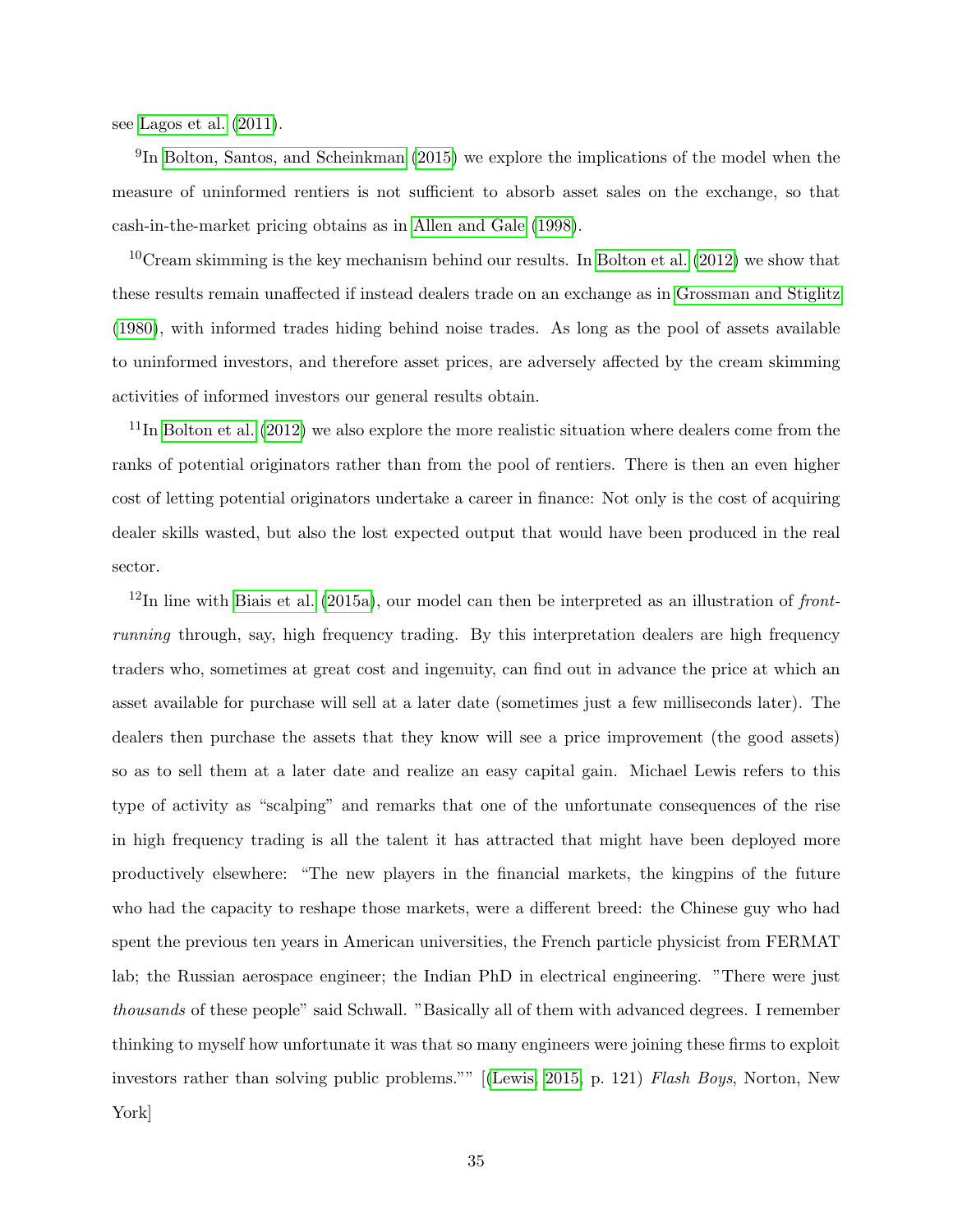see Lagos et al. (2011).

[9]In Bolton, Santos, and Scheinkman (2015) we explore the implications of the model when the measure of uninformed rentiers is not sufficient to absorb asset sales on the exchange, so that cash-in-the-market pricing obtains as in Allen and Gale (1998).

[10]Cream skimming is the key mechanism behind our results. In Bolton et al. (2012) we show that these results remain unaffected if instead dealers trade on an exchange as in Grossman and Stiglitz (1980), with informed trades hiding behind noise trades. As long as the pool of assets available to uninformed investors, and therefore asset prices, are adversely affected by the cream skimming activities of informed investors our general results obtain.

[11]In Bolton et al. (2012) we also explore the more realistic situation where dealers come from the ranks of potential originators rather than from the pool of rentiers. There is then an even higher cost of letting potential originators undertake a career in finance: Not only is the cost of acquiring dealer skills wasted, but also the lost expected output that would have been produced in the real sector.

[12]In line with Biais et al. (2015a), our model can then be interpreted as an illustration of *front-running* through, say, high frequency trading. By this interpretation dealers are high frequency traders who, sometimes at great cost and ingenuity, can find out in advance the price at which an asset available for purchase will sell at a later date (sometimes just a few milliseconds later). The dealers then purchase the assets that they know will see a price improvement (the good assets) so as to sell them at a later date and realize an easy capital gain. Michael Lewis refers to this type of activity as "scalping" and remarks that one of the unfortunate consequences of the rise in high frequency trading is all the talent it has attracted that might have been deployed more productively elsewhere: "The new players in the financial markets, the kingpins of the future who had the capacity to reshape those markets, were a different breed: the Chinese guy who had spent the previous ten years in American universities, the French particle physicist from FERMAT lab; the Russian aerospace engineer; the Indian PhD in electrical engineering. "There were just *thousands* of these people" said Schwall. "Basically all of them with advanced degrees. I remember thinking to myself how unfortunate it was that so many engineers were joining these firms to exploit investors rather than solving public problems."" [(Lewis, 2015, p. 121) *Flash Boys*, Norton, New York]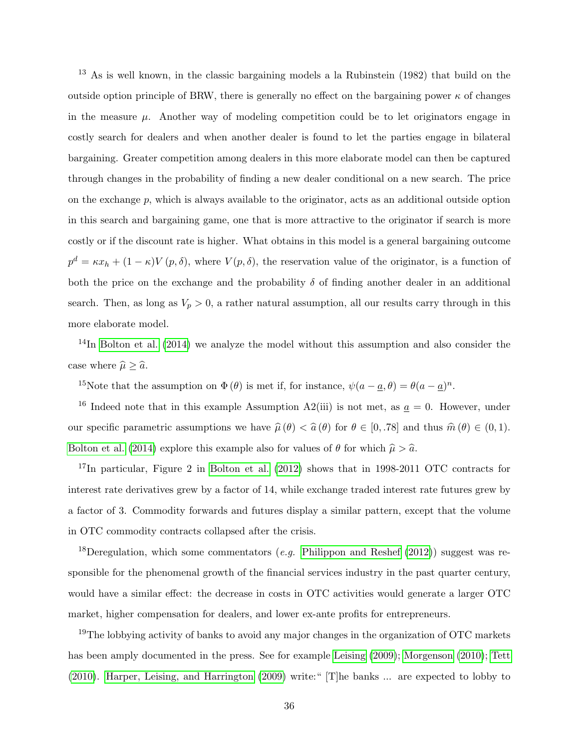[13] As is well known, in the classic bargaining models a la Rubinstein (1982) that build on the outside option principle of BRW, there is generally no effect on the bargaining power $\kappa$ of changes in the measure $\mu$. Another way of modeling competition could be to let originators engage in costly search for dealers and when another dealer is found to let the parties engage in bilateral bargaining. Greater competition among dealers in this more elaborate model can then be captured through changes in the probability of finding a new dealer conditional on a new search. The price on the exchange $p$, which is always available to the originator, acts as an additional outside option in this search and bargaining game, one that is more attractive to the originator if search is more costly or if the discount rate is higher. What obtains in this model is a general bargaining outcome $p^d = \kappa x_h + (1-\kappa)V(p, \delta)$, where $V(p, \delta)$, the reservation value of the originator, is a function of both the price on the exchange and the probability $\delta$ of finding another dealer in an additional search. Then, as long as $V_p > 0$, a rather natural assumption, all our results carry through in this more elaborate model.

[14] In Bolton et al. (2014) we analyze the model without this assumption and also consider the case where $\widehat{\mu} \geq \widehat{a}$.

[15] Note that the assumption on $\Phi(\theta)$ is met if, for instance, $\psi(a - \underline{a}, \theta) = \theta(a - \underline{a})^n$.

[16] Indeed note that in this example Assumption A2(iii) is not met, as $\underline{a} = 0$. However, under our specific parametric assumptions we have $\widehat{\mu}(\theta) < \widehat{a}(\theta)$ for $\theta \in [0, .78]$ and thus $\widehat{m}(\theta) \in (0, 1)$. Bolton et al. (2014) explore this example also for values of $\theta$ for which $\widehat{\mu} > \widehat{a}$.

[17] In particular, Figure 2 in Bolton et al. (2012) shows that in 1998-2011 OTC contracts for interest rate derivatives grew by a factor of 14, while exchange traded interest rate futures grew by a factor of 3. Commodity forwards and futures display a similar pattern, except that the volume in OTC commodity contracts collapsed after the crisis.

[18] Deregulation, which some commentators (*e.g.* Philippon and Reshef (2012)) suggest was responsible for the phenomenal growth of the financial services industry in the past quarter century, would have a similar effect: the decrease in costs in OTC activities would generate a larger OTC market, higher compensation for dealers, and lower ex-ante profits for entrepreneurs.

[19] The lobbying activity of banks to avoid any major changes in the organization of OTC markets has been amply documented in the press. See for example Leising (2009); Morgenson (2010); Tett (2010). Harper, Leising, and Harrington (2009) write: " [T]he banks ... are expected to lobby to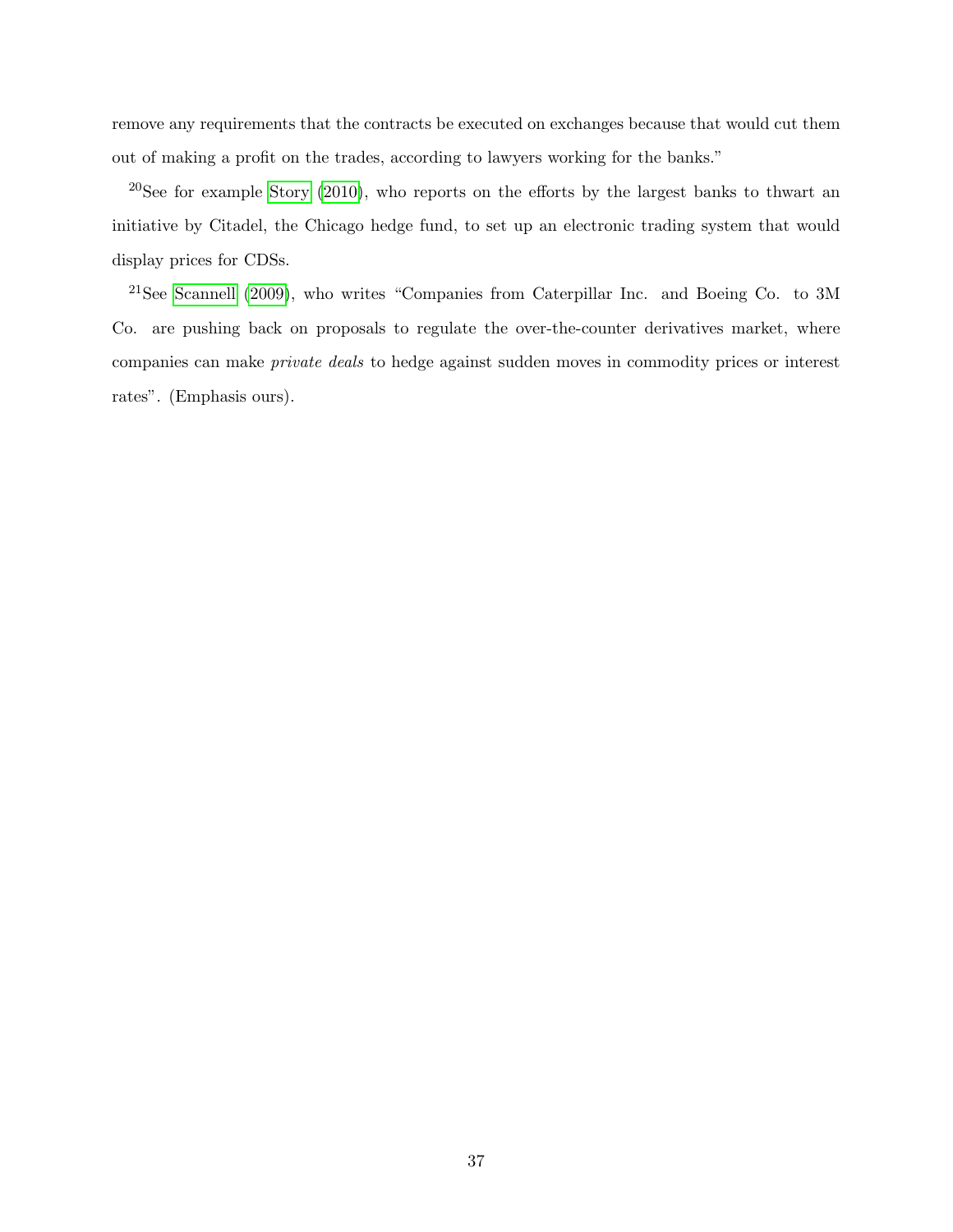remove any requirements that the contracts be executed on exchanges because that would cut them out of making a profit on the trades, according to lawyers working for the banks."

[20]See for example Story (2010), who reports on the efforts by the largest banks to thwart an initiative by Citadel, the Chicago hedge fund, to set up an electronic trading system that would display prices for CDSs.

[21]See Scannell (2009), who writes "Companies from Caterpillar Inc. and Boeing Co. to 3M Co. are pushing back on proposals to regulate the over-the-counter derivatives market, where companies can make *private deals* to hedge against sudden moves in commodity prices or interest rates". (Emphasis ours).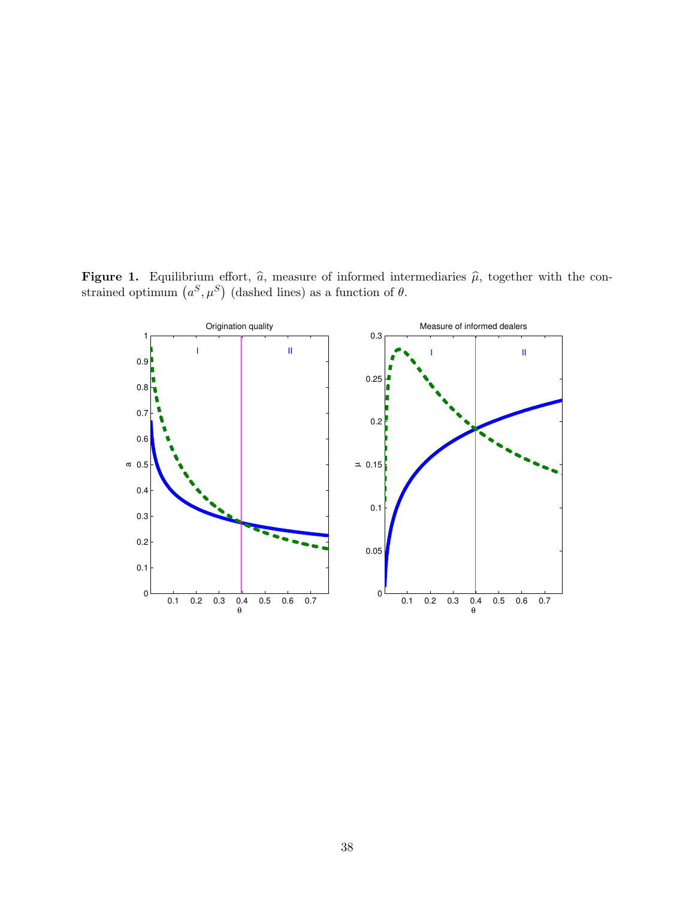**Figure 1.** Equilibrium effort, $\widehat{a}$, measure of informed intermediaries $\widehat{\mu}$, together with the constrained optimum $\left(a^S, \mu^S\right)$ (dashed lines) as a function of $\theta$.

Origination quality

I

II

a

$\theta$

0

0.1

0.2

0.3

0.4

0.5

0.6

0.7

0.8

0.9

1

0.1 0.2 0.3 0.4 0.5 0.6 0.7

Measure of informed dealers

I

II

$\mu$

$\theta$

0

0.05

0.1

0.15

0.2

0.25

0.3

0.1 0.2 0.3 0.4 0.5 0.6 0.7